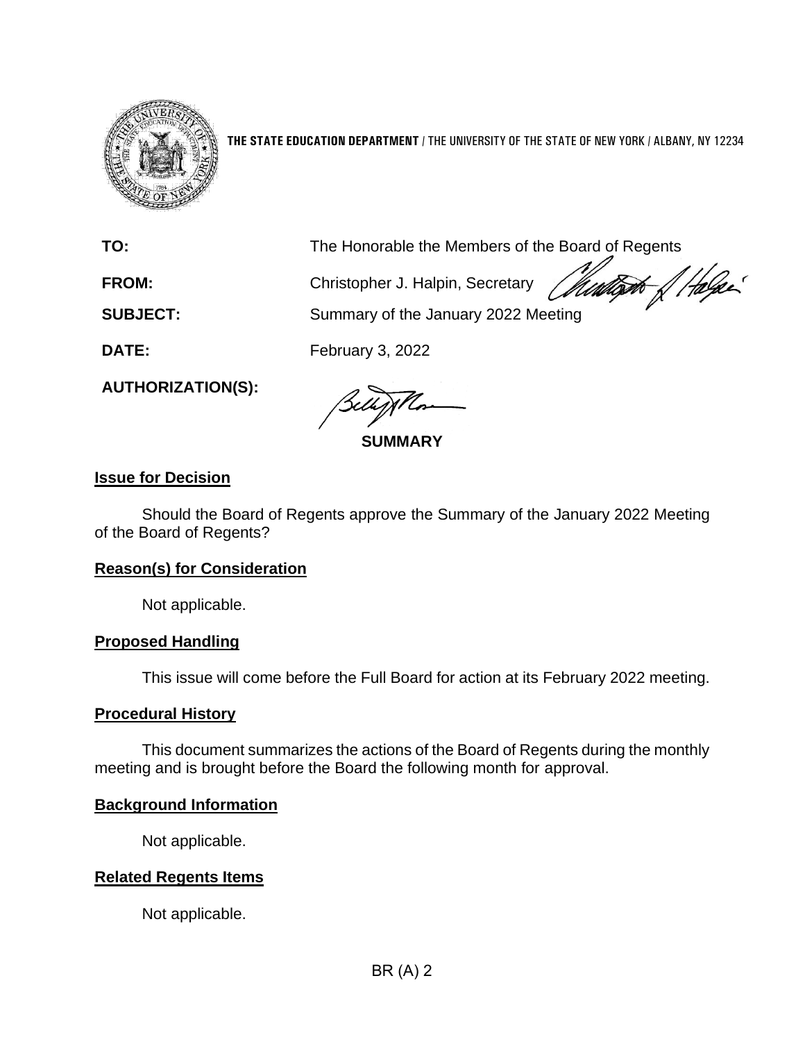**THE STATE EDUCATION DEPARTMENT** / THE UNIVERSITY OF THE STATE OF NEW YORK / ALBANY, NY 12234

**TO:** The Honorable the Members of the Board of Regents

**FROM:** Christopher J. Halpin, Secretary

**SUBJECT:** Summary of the January 2022 Meeting

**DATE:** February 3, 2022

**AUTHORIZATION(S):**

**SUMMARY**

## Issue for Decision

Should the Board of Regents approve the Summary of the January 2022 Meeting of the Board of Regents?

## Reason(s) for Consideration

Not applicable.

## Proposed Handling

This issue will come before the Full Board for action at its February 2022 meeting.

## Procedural History

This document summarizes the actions of the Board of Regents during the monthly meeting and is brought before the Board the following month for approval.

## Background Information

Not applicable.

## Related Regents Items

Not applicable.

BR (A) 2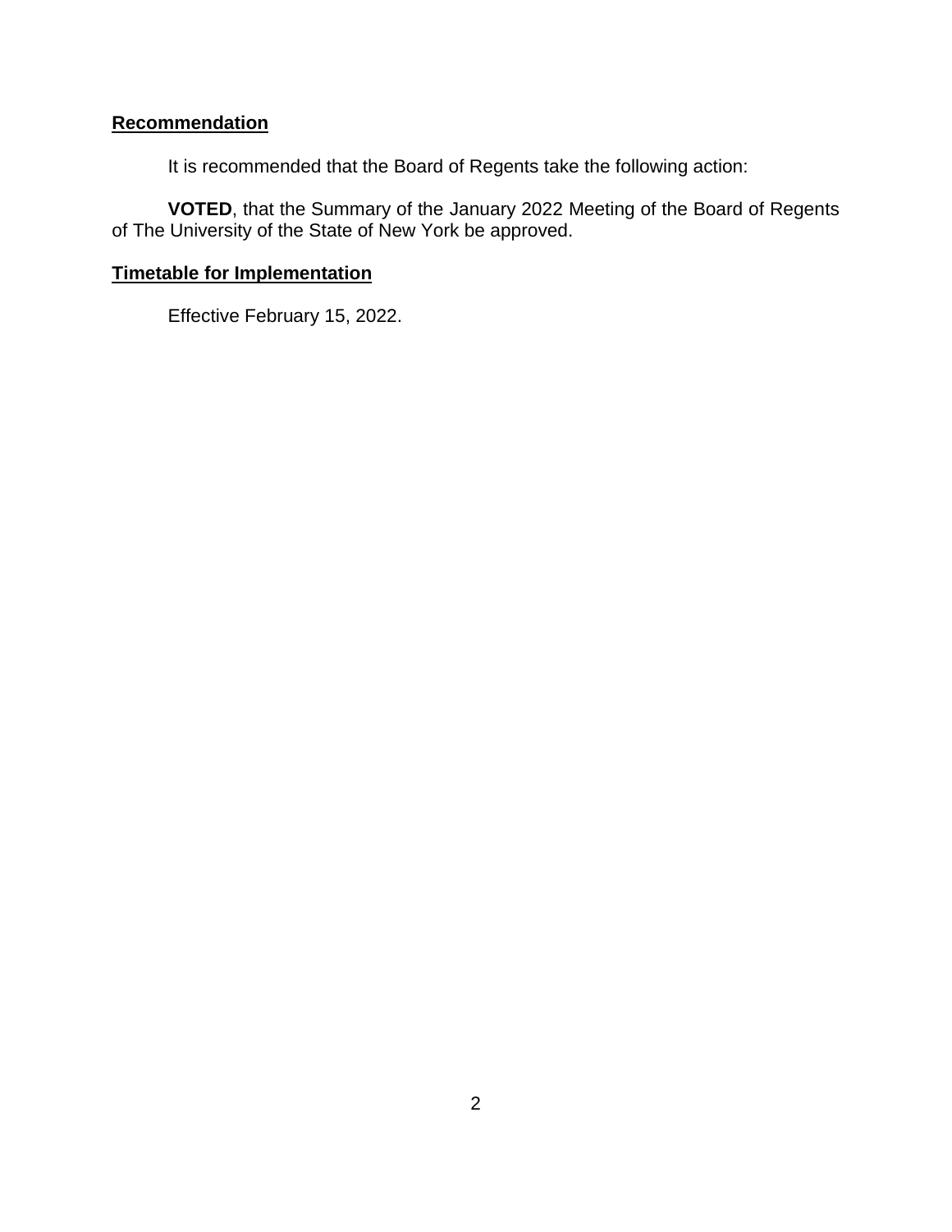**Recommendation**

It is recommended that the Board of Regents take the following action:

**VOTED**, that the Summary of the January 2022 Meeting of the Board of Regents of The University of the State of New York be approved.

**Timetable for Implementation**

Effective February 15, 2022.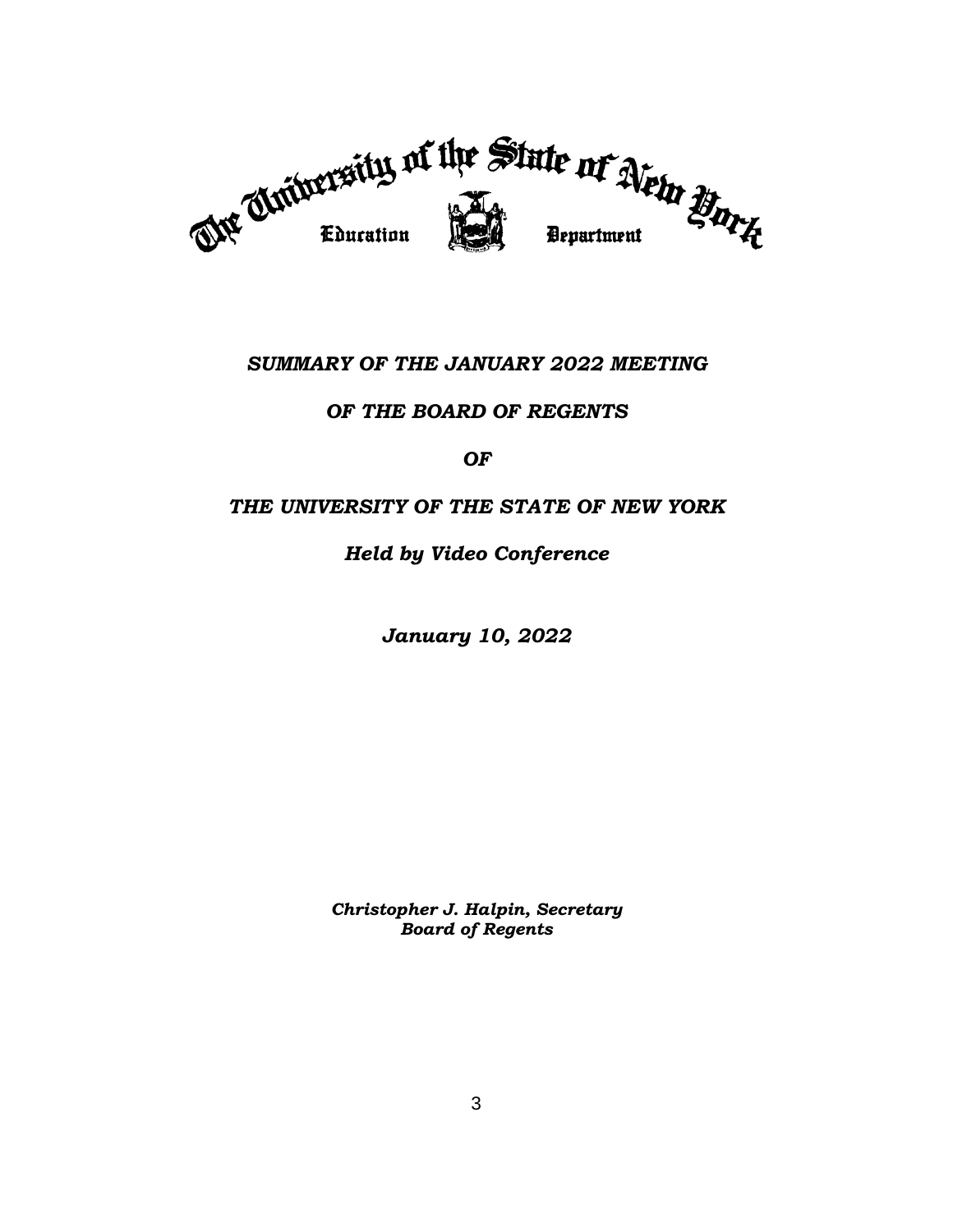The University of the State of New York

Education Department

*SUMMARY OF THE JANUARY 2022 MEETING*

*OF THE BOARD OF REGENTS*

*OF*

*THE UNIVERSITY OF THE STATE OF NEW YORK*

*Held by Video Conference*

*January 10, 2022*

*Christopher J. Halpin, Secretary*
*Board of Regents*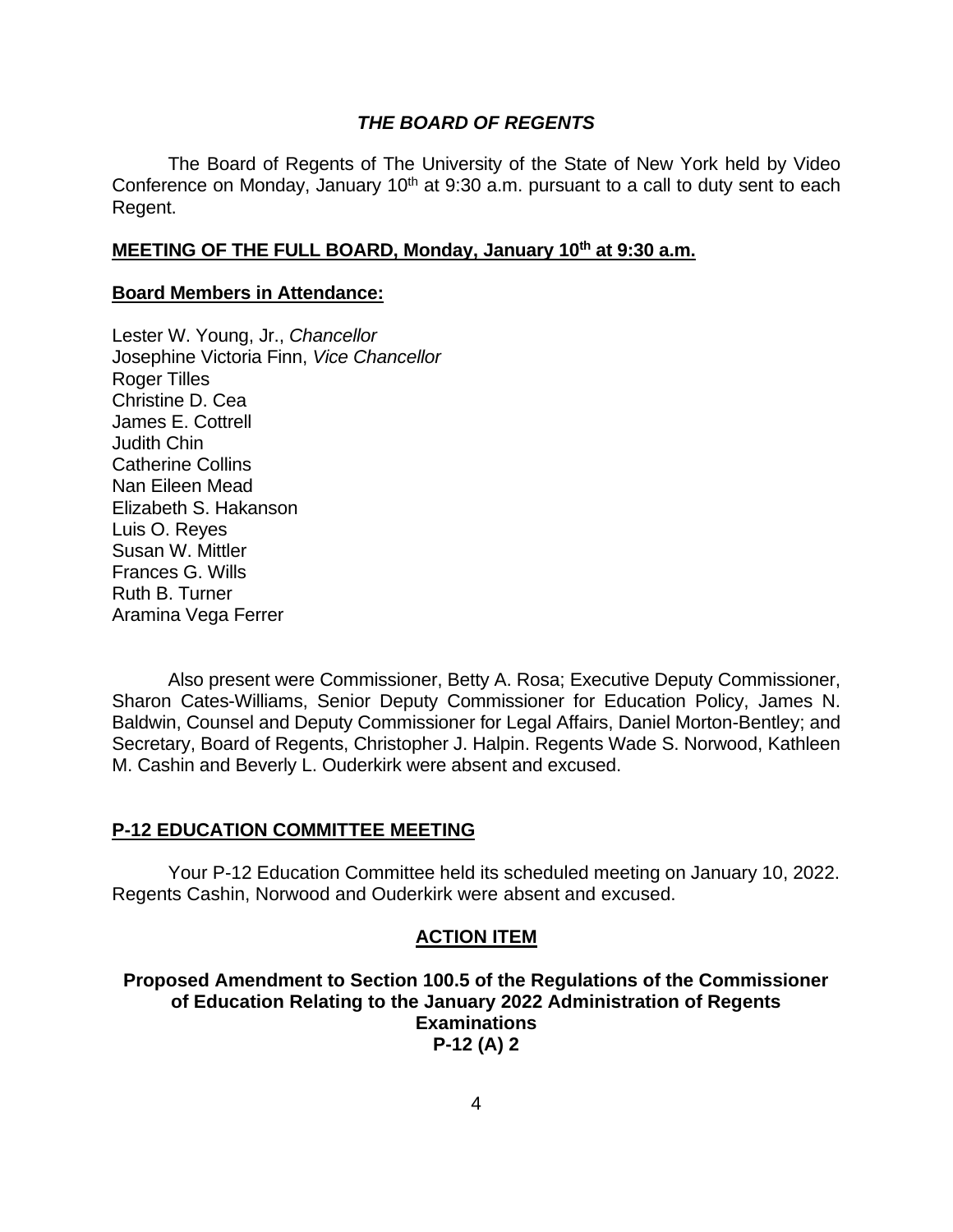### *THE BOARD OF REGENTS*

The Board of Regents of The University of the State of New York held by Video Conference on Monday, January 10th at 9:30 a.m. pursuant to a call to duty sent to each Regent.

**MEETING OF THE FULL BOARD, Monday, January 10th at 9:30 a.m.**

**Board Members in Attendance:**

Lester W. Young, Jr., *Chancellor*
Josephine Victoria Finn, *Vice Chancellor*
Roger Tilles
Christine D. Cea
James E. Cottrell
Judith Chin
Catherine Collins
Nan Eileen Mead
Elizabeth S. Hakanson
Luis O. Reyes
Susan W. Mittler
Frances G. Wills
Ruth B. Turner
Aramina Vega Ferrer

Also present were Commissioner, Betty A. Rosa; Executive Deputy Commissioner, Sharon Cates-Williams, Senior Deputy Commissioner for Education Policy, James N. Baldwin, Counsel and Deputy Commissioner for Legal Affairs, Daniel Morton-Bentley; and Secretary, Board of Regents, Christopher J. Halpin. Regents Wade S. Norwood, Kathleen M. Cashin and Beverly L. Ouderkirk were absent and excused.

**P-12 EDUCATION COMMITTEE MEETING**

Your P-12 Education Committee held its scheduled meeting on January 10, 2022. Regents Cashin, Norwood and Ouderkirk were absent and excused.

**ACTION ITEM**

**Proposed Amendment to Section 100.5 of the Regulations of the Commissioner of Education Relating to the January 2022 Administration of Regents Examinations**
**P-12 (A) 2**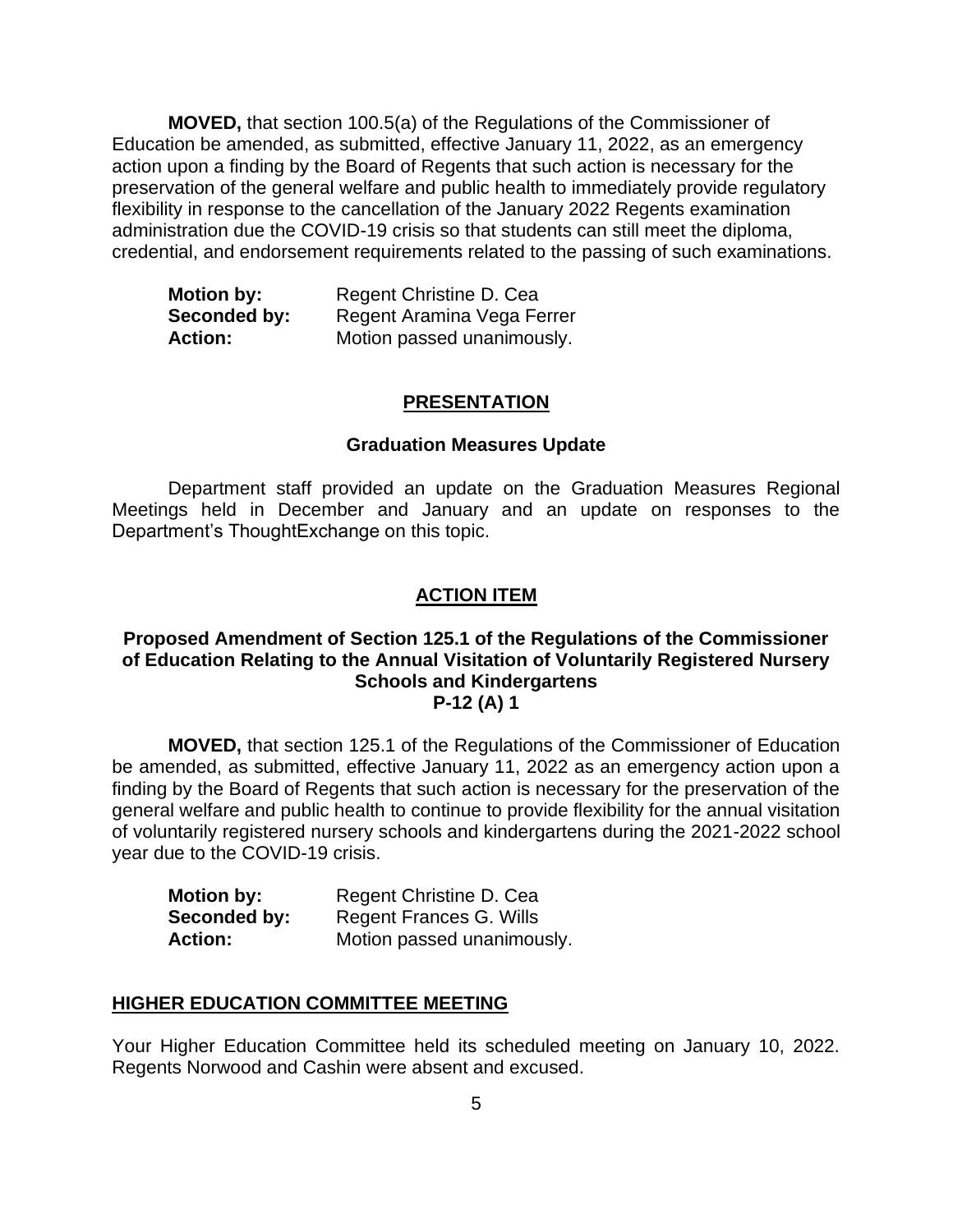**MOVED,** that section 100.5(a) of the Regulations of the Commissioner of Education be amended, as submitted, effective January 11, 2022, as an emergency action upon a finding by the Board of Regents that such action is necessary for the preservation of the general welfare and public health to immediately provide regulatory flexibility in response to the cancellation of the January 2022 Regents examination administration due the COVID-19 crisis so that students can still meet the diploma, credential, and endorsement requirements related to the passing of such examinations.

**Motion by:** Regent Christine D. Cea
**Seconded by:** Regent Aramina Vega Ferrer
**Action:** Motion passed unanimously.

## PRESENTATION

### Graduation Measures Update

Department staff provided an update on the Graduation Measures Regional Meetings held in December and January and an update on responses to the Department's ThoughtExchange on this topic.

## ACTION ITEM

### Proposed Amendment of Section 125.1 of the Regulations of the Commissioner of Education Relating to the Annual Visitation of Voluntarily Registered Nursery Schools and Kindergartens P-12 (A) 1

**MOVED,** that section 125.1 of the Regulations of the Commissioner of Education be amended, as submitted, effective January 11, 2022 as an emergency action upon a finding by the Board of Regents that such action is necessary for the preservation of the general welfare and public health to continue to provide flexibility for the annual visitation of voluntarily registered nursery schools and kindergartens during the 2021-2022 school year due to the COVID-19 crisis.

**Motion by:** Regent Christine D. Cea
**Seconded by:** Regent Frances G. Wills
**Action:** Motion passed unanimously.

## HIGHER EDUCATION COMMITTEE MEETING

Your Higher Education Committee held its scheduled meeting on January 10, 2022. Regents Norwood and Cashin were absent and excused.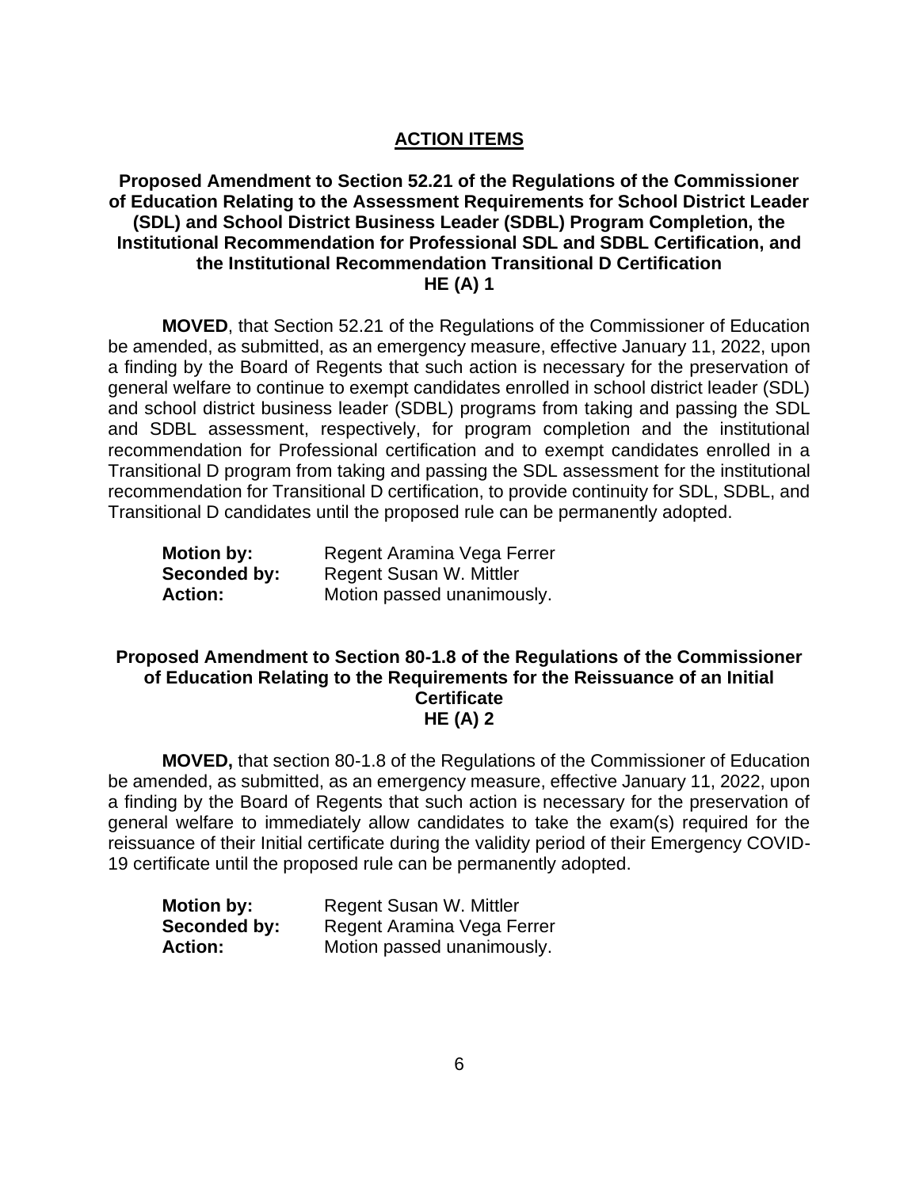## ACTION ITEMS

### Proposed Amendment to Section 52.21 of the Regulations of the Commissioner of Education Relating to the Assessment Requirements for School District Leader (SDL) and School District Business Leader (SDBL) Program Completion, the Institutional Recommendation for Professional SDL and SDBL Certification, and the Institutional Recommendation Transitional D Certification HE (A) 1

**MOVED**, that Section 52.21 of the Regulations of the Commissioner of Education be amended, as submitted, as an emergency measure, effective January 11, 2022, upon a finding by the Board of Regents that such action is necessary for the preservation of general welfare to continue to exempt candidates enrolled in school district leader (SDL) and school district business leader (SDBL) programs from taking and passing the SDL and SDBL assessment, respectively, for program completion and the institutional recommendation for Professional certification and to exempt candidates enrolled in a Transitional D program from taking and passing the SDL assessment for the institutional recommendation for Transitional D certification, to provide continuity for SDL, SDBL, and Transitional D candidates until the proposed rule can be permanently adopted.

**Motion by:** Regent Aramina Vega Ferrer
**Seconded by:** Regent Susan W. Mittler
**Action:** Motion passed unanimously.

### Proposed Amendment to Section 80-1.8 of the Regulations of the Commissioner of Education Relating to the Requirements for the Reissuance of an Initial Certificate HE (A) 2

**MOVED,** that section 80-1.8 of the Regulations of the Commissioner of Education be amended, as submitted, as an emergency measure, effective January 11, 2022, upon a finding by the Board of Regents that such action is necessary for the preservation of general welfare to immediately allow candidates to take the exam(s) required for the reissuance of their Initial certificate during the validity period of their Emergency COVID-19 certificate until the proposed rule can be permanently adopted.

**Motion by:** Regent Susan W. Mittler
**Seconded by:** Regent Aramina Vega Ferrer
**Action:** Motion passed unanimously.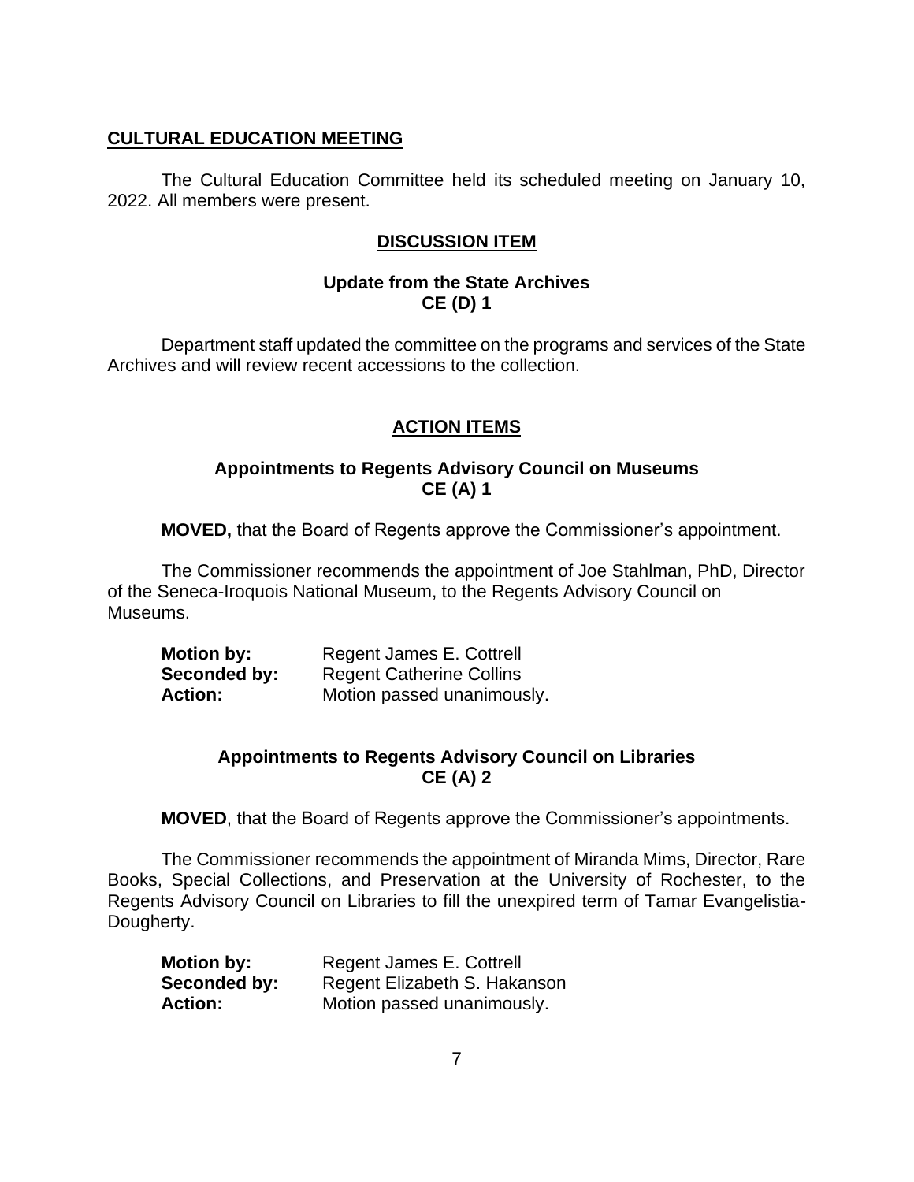## CULTURAL EDUCATION MEETING

The Cultural Education Committee held its scheduled meeting on January 10, 2022. All members were present.

### DISCUSSION ITEM

**Update from the State Archives**
**CE (D) 1**

Department staff updated the committee on the programs and services of the State Archives and will review recent accessions to the collection.

### ACTION ITEMS

**Appointments to Regents Advisory Council on Museums**
**CE (A) 1**

**MOVED,** that the Board of Regents approve the Commissioner's appointment.

The Commissioner recommends the appointment of Joe Stahlman, PhD, Director of the Seneca-Iroquois National Museum, to the Regents Advisory Council on Museums.

**Motion by:** Regent James E. Cottrell
**Seconded by:** Regent Catherine Collins
**Action:** Motion passed unanimously.

**Appointments to Regents Advisory Council on Libraries**
**CE (A) 2**

**MOVED**, that the Board of Regents approve the Commissioner's appointments.

The Commissioner recommends the appointment of Miranda Mims, Director, Rare Books, Special Collections, and Preservation at the University of Rochester, to the Regents Advisory Council on Libraries to fill the unexpired term of Tamar Evangelistia-Dougherty.

**Motion by:** Regent James E. Cottrell
**Seconded by:** Regent Elizabeth S. Hakanson
**Action:** Motion passed unanimously.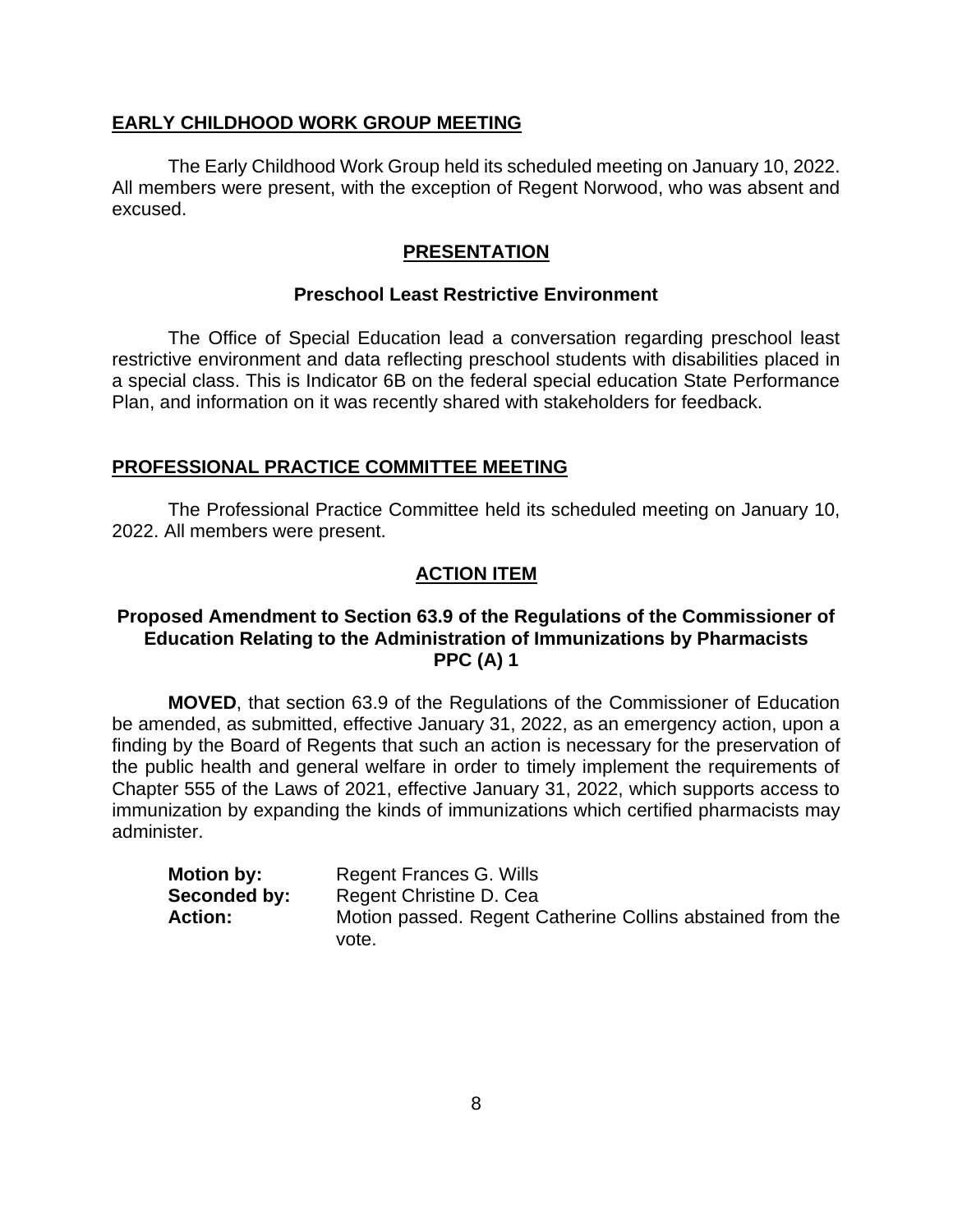## EARLY CHILDHOOD WORK GROUP MEETING

The Early Childhood Work Group held its scheduled meeting on January 10, 2022. All members were present, with the exception of Regent Norwood, who was absent and excused.

### PRESENTATION

#### Preschool Least Restrictive Environment

The Office of Special Education lead a conversation regarding preschool least restrictive environment and data reflecting preschool students with disabilities placed in a special class. This is Indicator 6B on the federal special education State Performance Plan, and information on it was recently shared with stakeholders for feedback.

## PROFESSIONAL PRACTICE COMMITTEE MEETING

The Professional Practice Committee held its scheduled meeting on January 10, 2022. All members were present.

### ACTION ITEM

#### Proposed Amendment to Section 63.9 of the Regulations of the Commissioner of Education Relating to the Administration of Immunizations by Pharmacists PPC (A) 1

**MOVED**, that section 63.9 of the Regulations of the Commissioner of Education be amended, as submitted, effective January 31, 2022, as an emergency action, upon a finding by the Board of Regents that such an action is necessary for the preservation of the public health and general welfare in order to timely implement the requirements of Chapter 555 of the Laws of 2021, effective January 31, 2022, which supports access to immunization by expanding the kinds of immunizations which certified pharmacists may administer.

**Motion by:** Regent Frances G. Wills
**Seconded by:** Regent Christine D. Cea
**Action:** Motion passed. Regent Catherine Collins abstained from the vote.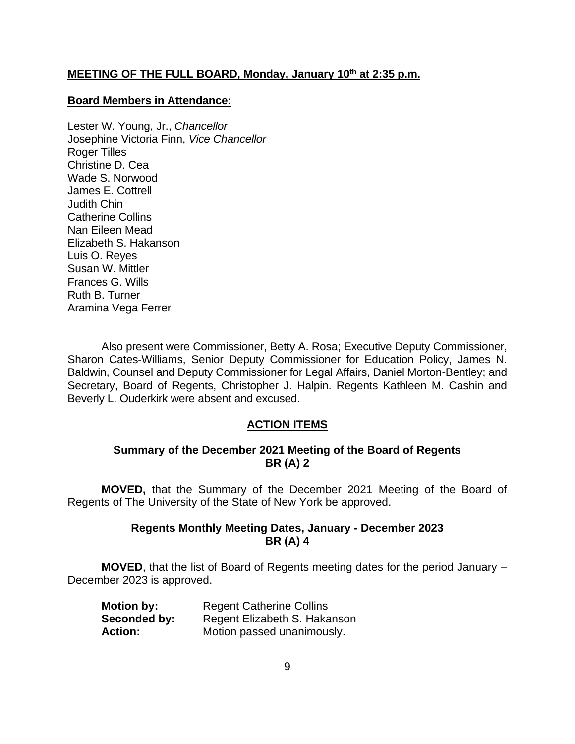**MEETING OF THE FULL BOARD, Monday, January 10th at 2:35 p.m.**

**Board Members in Attendance:**

Lester W. Young, Jr., *Chancellor*
Josephine Victoria Finn, *Vice Chancellor*
Roger Tilles
Christine D. Cea
Wade S. Norwood
James E. Cottrell
Judith Chin
Catherine Collins
Nan Eileen Mead
Elizabeth S. Hakanson
Luis O. Reyes
Susan W. Mittler
Frances G. Wills
Ruth B. Turner
Aramina Vega Ferrer

Also present were Commissioner, Betty A. Rosa; Executive Deputy Commissioner, Sharon Cates-Williams, Senior Deputy Commissioner for Education Policy, James N. Baldwin, Counsel and Deputy Commissioner for Legal Affairs, Daniel Morton-Bentley; and Secretary, Board of Regents, Christopher J. Halpin. Regents Kathleen M. Cashin and Beverly L. Ouderkirk were absent and excused.

## ACTION ITEMS

### Summary of the December 2021 Meeting of the Board of Regents BR (A) 2

**MOVED,** that the Summary of the December 2021 Meeting of the Board of Regents of The University of the State of New York be approved.

### Regents Monthly Meeting Dates, January - December 2023 BR (A) 4

**MOVED**, that the list of Board of Regents meeting dates for the period January – December 2023 is approved.

**Motion by:** Regent Catherine Collins
**Seconded by:** Regent Elizabeth S. Hakanson
**Action:** Motion passed unanimously.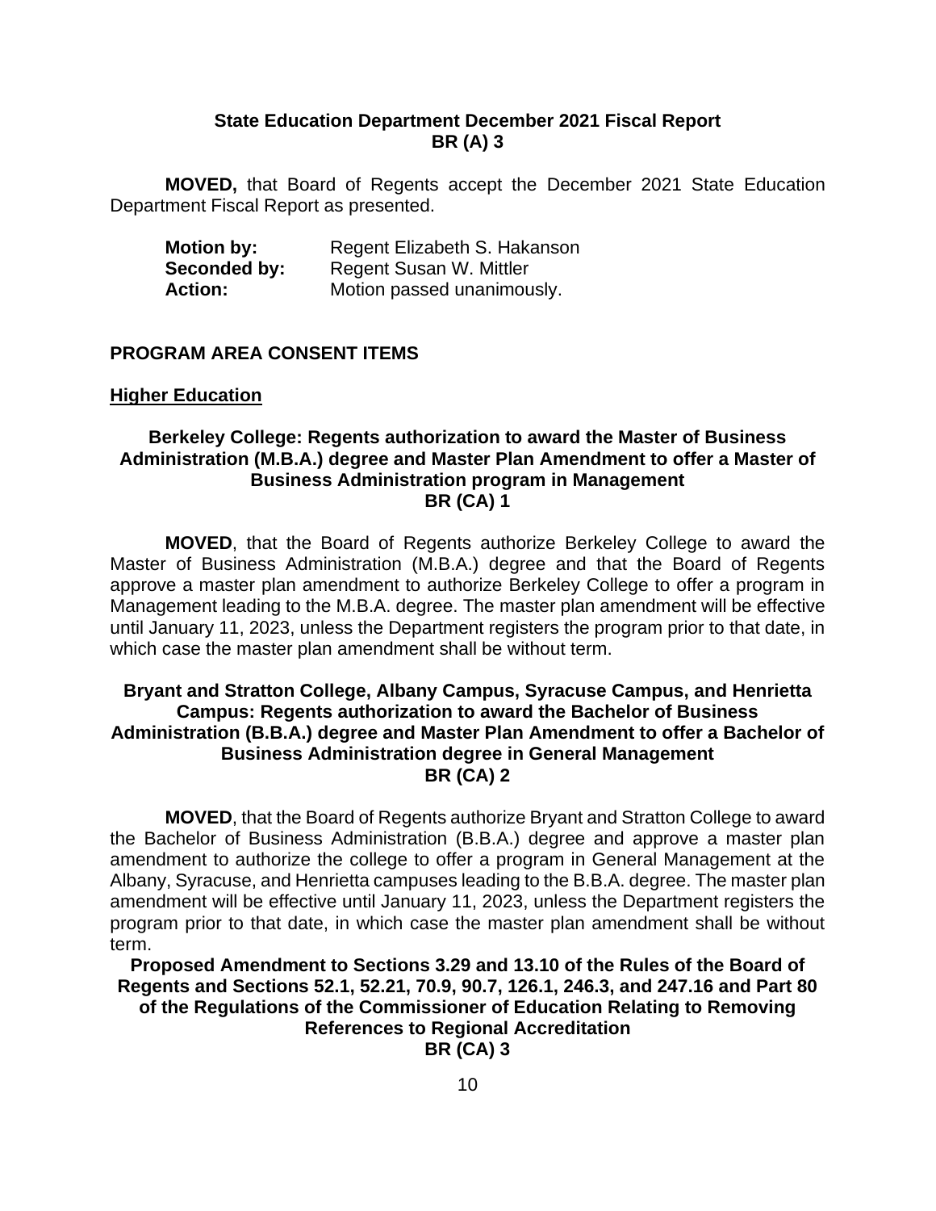**State Education Department December 2021 Fiscal Report**
**BR (A) 3**

**MOVED,** that Board of Regents accept the December 2021 State Education Department Fiscal Report as presented.

**Motion by:** Regent Elizabeth S. Hakanson
**Seconded by:** Regent Susan W. Mittler
**Action:** Motion passed unanimously.

## PROGRAM AREA CONSENT ITEMS

### Higher Education

**Berkeley College: Regents authorization to award the Master of Business Administration (M.B.A.) degree and Master Plan Amendment to offer a Master of Business Administration program in Management**
**BR (CA) 1**

**MOVED**, that the Board of Regents authorize Berkeley College to award the Master of Business Administration (M.B.A.) degree and that the Board of Regents approve a master plan amendment to authorize Berkeley College to offer a program in Management leading to the M.B.A. degree. The master plan amendment will be effective until January 11, 2023, unless the Department registers the program prior to that date, in which case the master plan amendment shall be without term.

**Bryant and Stratton College, Albany Campus, Syracuse Campus, and Henrietta Campus: Regents authorization to award the Bachelor of Business Administration (B.B.A.) degree and Master Plan Amendment to offer a Bachelor of Business Administration degree in General Management**
**BR (CA) 2**

**MOVED**, that the Board of Regents authorize Bryant and Stratton College to award the Bachelor of Business Administration (B.B.A.) degree and approve a master plan amendment to authorize the college to offer a program in General Management at the Albany, Syracuse, and Henrietta campuses leading to the B.B.A. degree. The master plan amendment will be effective until January 11, 2023, unless the Department registers the program prior to that date, in which case the master plan amendment shall be without term.

**Proposed Amendment to Sections 3.29 and 13.10 of the Rules of the Board of Regents and Sections 52.1, 52.21, 70.9, 90.7, 126.1, 246.3, and 247.16 and Part 80 of the Regulations of the Commissioner of Education Relating to Removing References to Regional Accreditation**
**BR (CA) 3**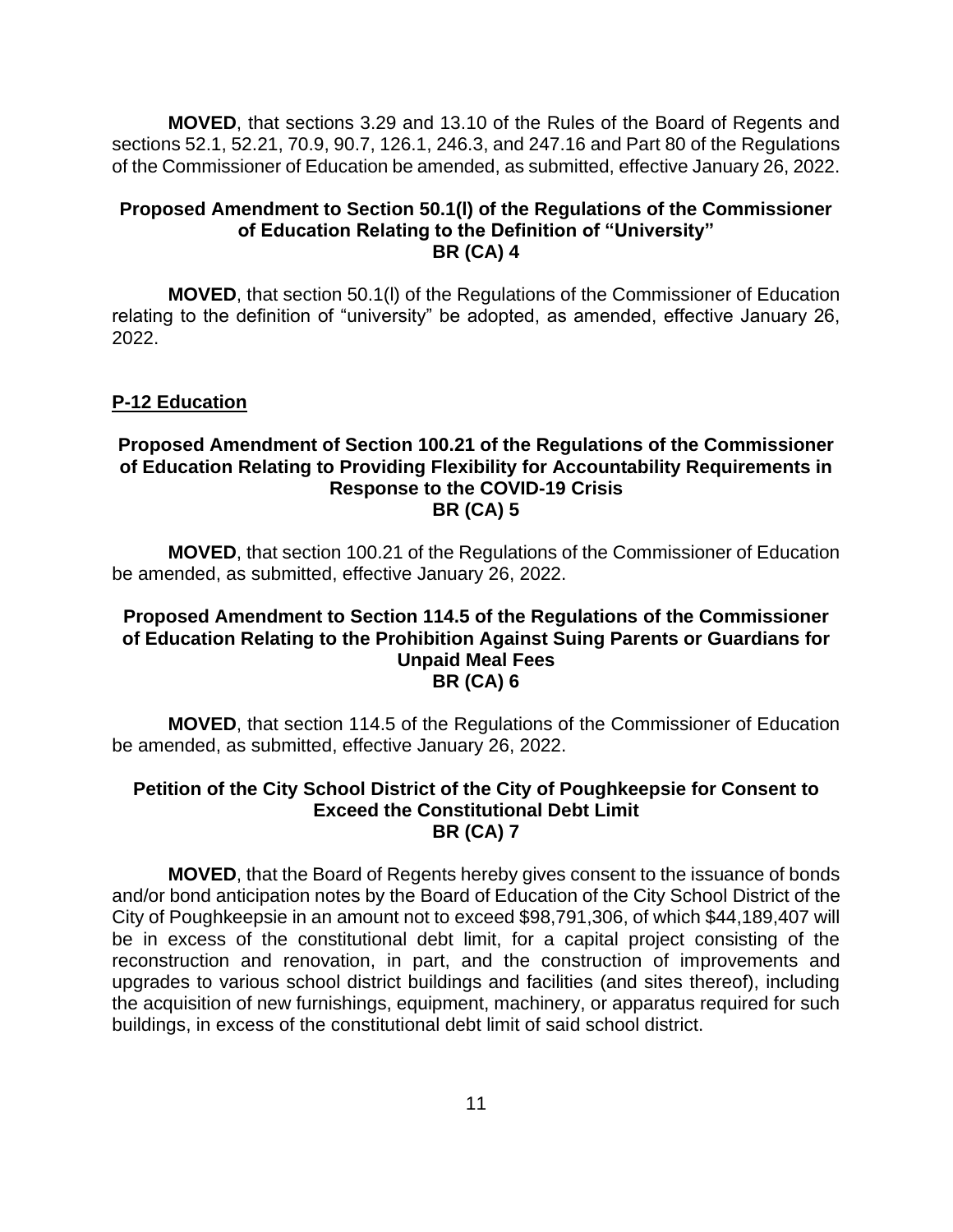**MOVED**, that sections 3.29 and 13.10 of the Rules of the Board of Regents and sections 52.1, 52.21, 70.9, 90.7, 126.1, 246.3, and 247.16 and Part 80 of the Regulations of the Commissioner of Education be amended, as submitted, effective January 26, 2022.

### Proposed Amendment to Section 50.1(l) of the Regulations of the Commissioner of Education Relating to the Definition of "University"
### BR (CA) 4

**MOVED**, that section 50.1(l) of the Regulations of the Commissioner of Education relating to the definition of "university" be adopted, as amended, effective January 26, 2022.

## P-12 Education

### Proposed Amendment of Section 100.21 of the Regulations of the Commissioner of Education Relating to Providing Flexibility for Accountability Requirements in Response to the COVID-19 Crisis
### BR (CA) 5

**MOVED**, that section 100.21 of the Regulations of the Commissioner of Education be amended, as submitted, effective January 26, 2022.

### Proposed Amendment to Section 114.5 of the Regulations of the Commissioner of Education Relating to the Prohibition Against Suing Parents or Guardians for Unpaid Meal Fees
### BR (CA) 6

**MOVED**, that section 114.5 of the Regulations of the Commissioner of Education be amended, as submitted, effective January 26, 2022.

### Petition of the City School District of the City of Poughkeepsie for Consent to Exceed the Constitutional Debt Limit
### BR (CA) 7

**MOVED**, that the Board of Regents hereby gives consent to the issuance of bonds and/or bond anticipation notes by the Board of Education of the City School District of the City of Poughkeepsie in an amount not to exceed $98,791,306, of which $44,189,407 will be in excess of the constitutional debt limit, for a capital project consisting of the reconstruction and renovation, in part, and the construction of improvements and upgrades to various school district buildings and facilities (and sites thereof), including the acquisition of new furnishings, equipment, machinery, or apparatus required for such buildings, in excess of the constitutional debt limit of said school district.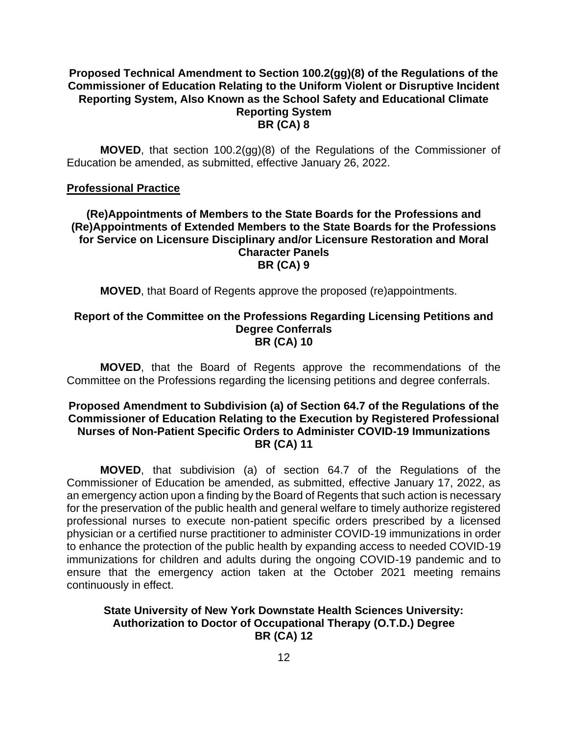**Proposed Technical Amendment to Section 100.2(gg)(8) of the Regulations of the Commissioner of Education Relating to the Uniform Violent or Disruptive Incident Reporting System, Also Known as the School Safety and Educational Climate Reporting System**
**BR (CA) 8**

**MOVED**, that section 100.2(gg)(8) of the Regulations of the Commissioner of Education be amended, as submitted, effective January 26, 2022.

## Professional Practice

**(Re)Appointments of Members to the State Boards for the Professions and (Re)Appointments of Extended Members to the State Boards for the Professions for Service on Licensure Disciplinary and/or Licensure Restoration and Moral Character Panels**
**BR (CA) 9**

**MOVED**, that Board of Regents approve the proposed (re)appointments.

**Report of the Committee on the Professions Regarding Licensing Petitions and Degree Conferrals**
**BR (CA) 10**

**MOVED**, that the Board of Regents approve the recommendations of the Committee on the Professions regarding the licensing petitions and degree conferrals.

**Proposed Amendment to Subdivision (a) of Section 64.7 of the Regulations of the Commissioner of Education Relating to the Execution by Registered Professional Nurses of Non-Patient Specific Orders to Administer COVID-19 Immunizations**
**BR (CA) 11**

**MOVED**, that subdivision (a) of section 64.7 of the Regulations of the Commissioner of Education be amended, as submitted, effective January 17, 2022, as an emergency action upon a finding by the Board of Regents that such action is necessary for the preservation of the public health and general welfare to timely authorize registered professional nurses to execute non-patient specific orders prescribed by a licensed physician or a certified nurse practitioner to administer COVID-19 immunizations in order to enhance the protection of the public health by expanding access to needed COVID-19 immunizations for children and adults during the ongoing COVID-19 pandemic and to ensure that the emergency action taken at the October 2021 meeting remains continuously in effect.

**State University of New York Downstate Health Sciences University: Authorization to Doctor of Occupational Therapy (O.T.D.) Degree**
**BR (CA) 12**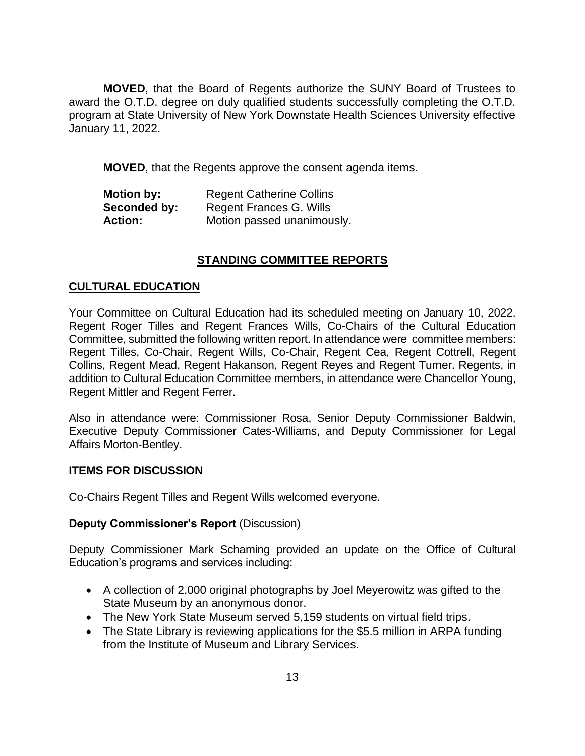**MOVED**, that the Board of Regents authorize the SUNY Board of Trustees to award the O.T.D. degree on duly qualified students successfully completing the O.T.D. program at State University of New York Downstate Health Sciences University effective January 11, 2022.

**MOVED**, that the Regents approve the consent agenda items.

**Motion by:** Regent Catherine Collins
**Seconded by:** Regent Frances G. Wills
**Action:** Motion passed unanimously.

## STANDING COMMITTEE REPORTS

### CULTURAL EDUCATION

Your Committee on Cultural Education had its scheduled meeting on January 10, 2022. Regent Roger Tilles and Regent Frances Wills, Co-Chairs of the Cultural Education Committee, submitted the following written report. In attendance were committee members: Regent Tilles, Co-Chair, Regent Wills, Co-Chair, Regent Cea, Regent Cottrell, Regent Collins, Regent Mead, Regent Hakanson, Regent Reyes and Regent Turner. Regents, in addition to Cultural Education Committee members, in attendance were Chancellor Young, Regent Mittler and Regent Ferrer.

Also in attendance were: Commissioner Rosa, Senior Deputy Commissioner Baldwin, Executive Deputy Commissioner Cates-Williams, and Deputy Commissioner for Legal Affairs Morton-Bentley.

### ITEMS FOR DISCUSSION

Co-Chairs Regent Tilles and Regent Wills welcomed everyone.

**Deputy Commissioner's Report** (Discussion)

Deputy Commissioner Mark Schaming provided an update on the Office of Cultural Education's programs and services including:

- A collection of 2,000 original photographs by Joel Meyerowitz was gifted to the State Museum by an anonymous donor.
- The New York State Museum served 5,159 students on virtual field trips.
- The State Library is reviewing applications for the $5.5 million in ARPA funding from the Institute of Museum and Library Services.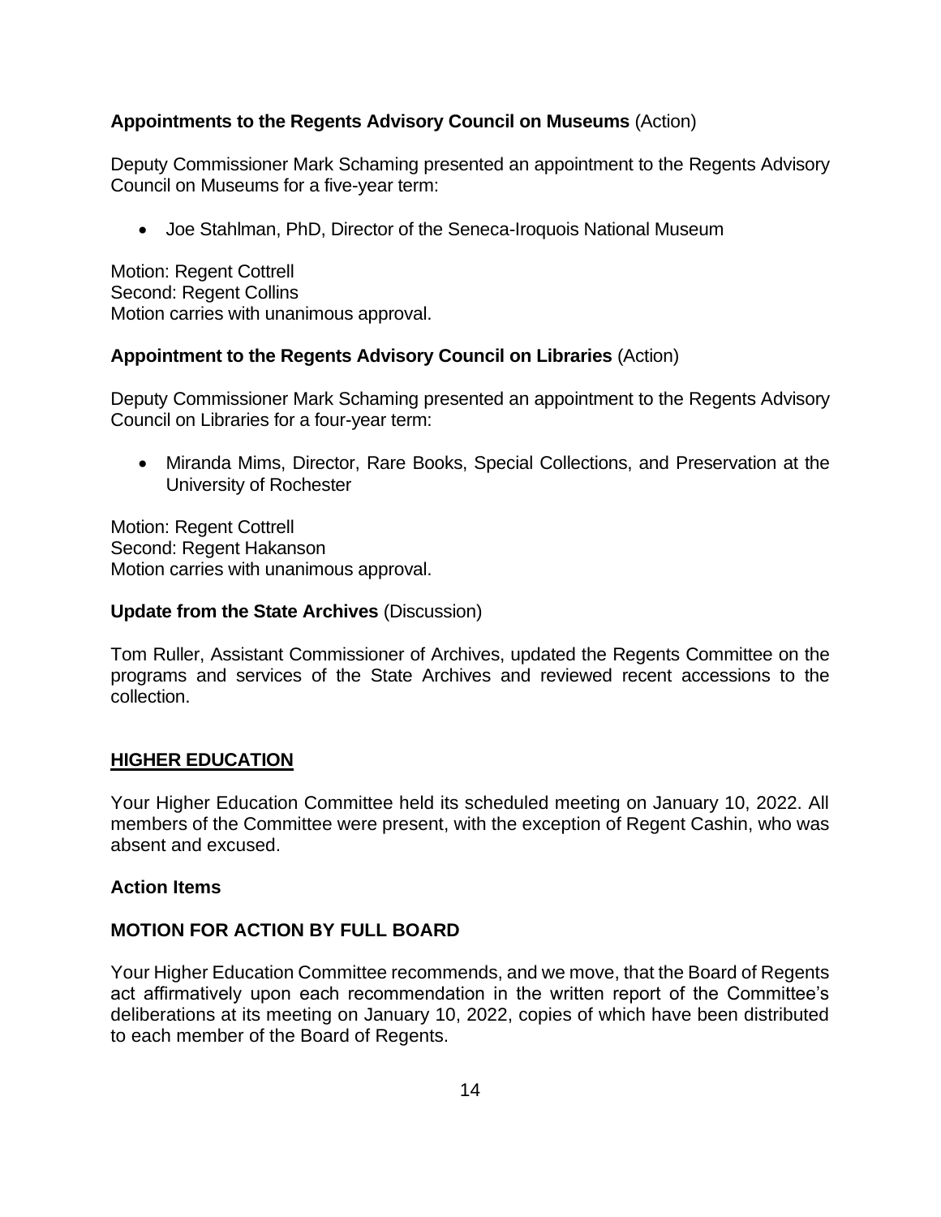**Appointments to the Regents Advisory Council on Museums** (Action)

Deputy Commissioner Mark Schaming presented an appointment to the Regents Advisory Council on Museums for a five-year term:

- Joe Stahlman, PhD, Director of the Seneca-Iroquois National Museum

Motion: Regent Cottrell
Second: Regent Collins
Motion carries with unanimous approval.

**Appointment to the Regents Advisory Council on Libraries** (Action)

Deputy Commissioner Mark Schaming presented an appointment to the Regents Advisory Council on Libraries for a four-year term:

- Miranda Mims, Director, Rare Books, Special Collections, and Preservation at the University of Rochester

Motion: Regent Cottrell
Second: Regent Hakanson
Motion carries with unanimous approval.

**Update from the State Archives** (Discussion)

Tom Ruller, Assistant Commissioner of Archives, updated the Regents Committee on the programs and services of the State Archives and reviewed recent accessions to the collection.

## HIGHER EDUCATION

Your Higher Education Committee held its scheduled meeting on January 10, 2022. All members of the Committee were present, with the exception of Regent Cashin, who was absent and excused.

### Action Items

### MOTION FOR ACTION BY FULL BOARD

Your Higher Education Committee recommends, and we move, that the Board of Regents act affirmatively upon each recommendation in the written report of the Committee's deliberations at its meeting on January 10, 2022, copies of which have been distributed to each member of the Board of Regents.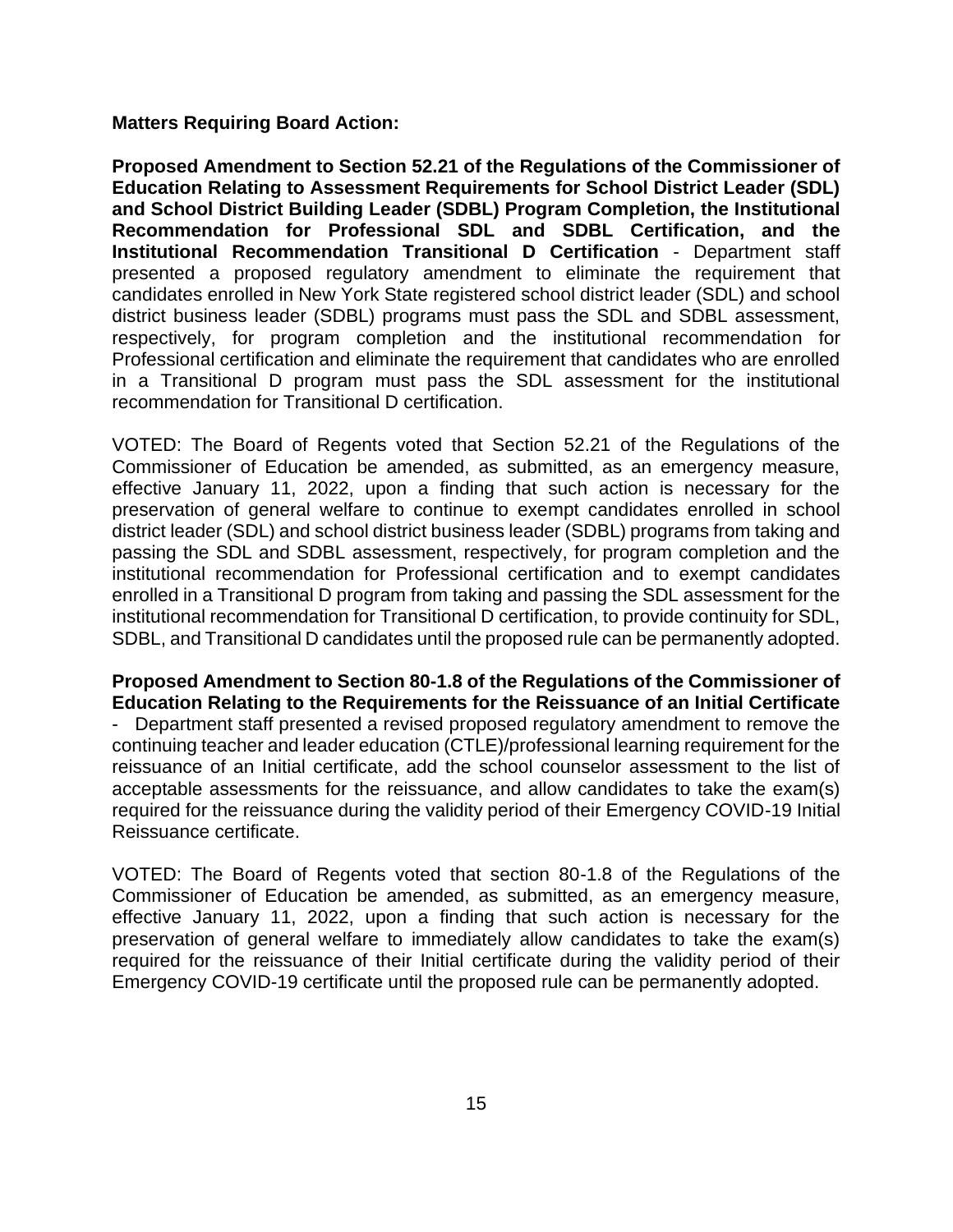**Matters Requiring Board Action:**

**Proposed Amendment to Section 52.21 of the Regulations of the Commissioner of Education Relating to Assessment Requirements for School District Leader (SDL) and School District Building Leader (SDBL) Program Completion, the Institutional Recommendation for Professional SDL and SDBL Certification, and the Institutional Recommendation Transitional D Certification** - Department staff presented a proposed regulatory amendment to eliminate the requirement that candidates enrolled in New York State registered school district leader (SDL) and school district business leader (SDBL) programs must pass the SDL and SDBL assessment, respectively, for program completion and the institutional recommendation for Professional certification and eliminate the requirement that candidates who are enrolled in a Transitional D program must pass the SDL assessment for the institutional recommendation for Transitional D certification.

VOTED: The Board of Regents voted that Section 52.21 of the Regulations of the Commissioner of Education be amended, as submitted, as an emergency measure, effective January 11, 2022, upon a finding that such action is necessary for the preservation of general welfare to continue to exempt candidates enrolled in school district leader (SDL) and school district business leader (SDBL) programs from taking and passing the SDL and SDBL assessment, respectively, for program completion and the institutional recommendation for Professional certification and to exempt candidates enrolled in a Transitional D program from taking and passing the SDL assessment for the institutional recommendation for Transitional D certification, to provide continuity for SDL, SDBL, and Transitional D candidates until the proposed rule can be permanently adopted.

**Proposed Amendment to Section 80-1.8 of the Regulations of the Commissioner of Education Relating to the Requirements for the Reissuance of an Initial Certificate** - Department staff presented a revised proposed regulatory amendment to remove the continuing teacher and leader education (CTLE)/professional learning requirement for the reissuance of an Initial certificate, add the school counselor assessment to the list of acceptable assessments for the reissuance, and allow candidates to take the exam(s) required for the reissuance during the validity period of their Emergency COVID-19 Initial Reissuance certificate.

VOTED: The Board of Regents voted that section 80-1.8 of the Regulations of the Commissioner of Education be amended, as submitted, as an emergency measure, effective January 11, 2022, upon a finding that such action is necessary for the preservation of general welfare to immediately allow candidates to take the exam(s) required for the reissuance of their Initial certificate during the validity period of their Emergency COVID-19 certificate until the proposed rule can be permanently adopted.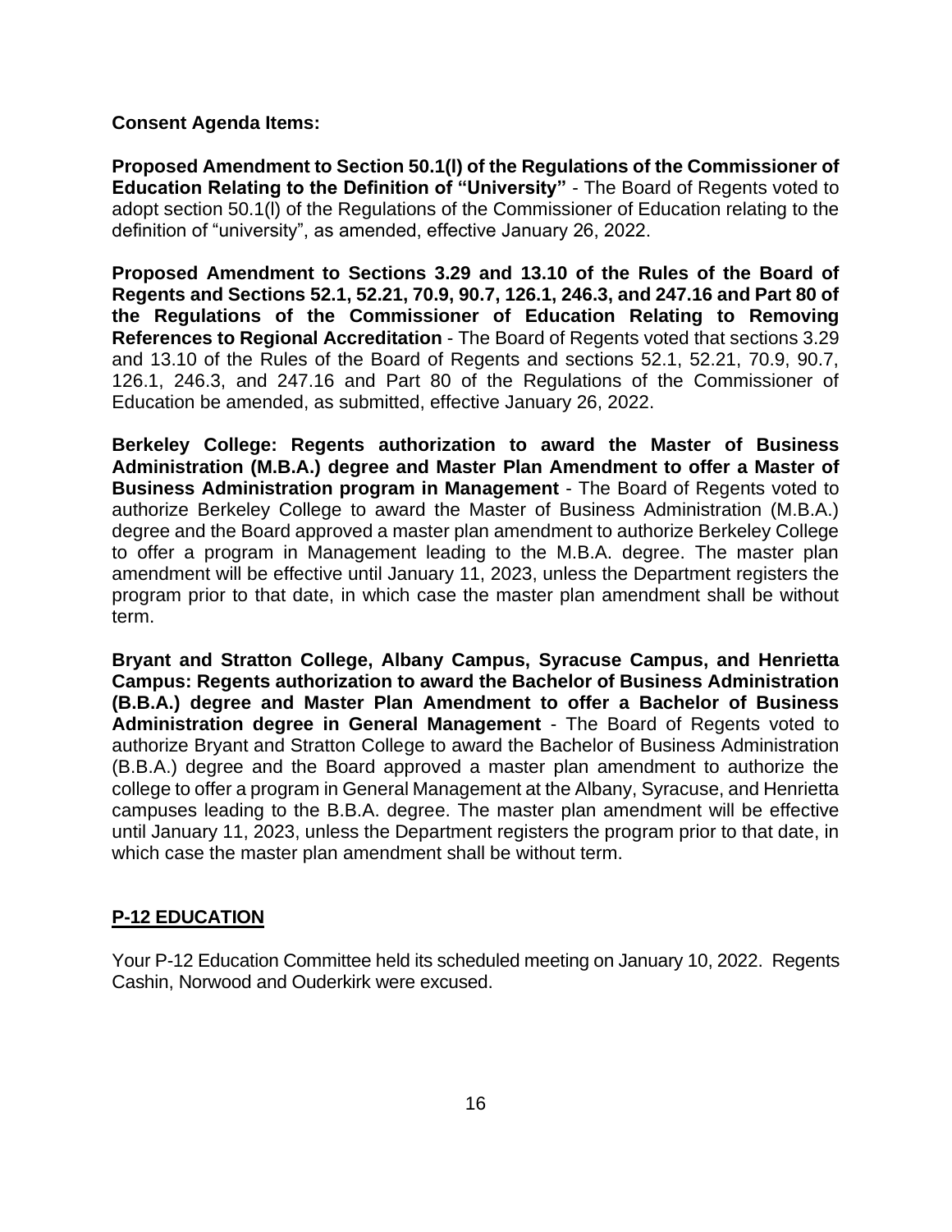**Consent Agenda Items:**

**Proposed Amendment to Section 50.1(l) of the Regulations of the Commissioner of Education Relating to the Definition of "University"** - The Board of Regents voted to adopt section 50.1(l) of the Regulations of the Commissioner of Education relating to the definition of "university", as amended, effective January 26, 2022.

**Proposed Amendment to Sections 3.29 and 13.10 of the Rules of the Board of Regents and Sections 52.1, 52.21, 70.9, 90.7, 126.1, 246.3, and 247.16 and Part 80 of the Regulations of the Commissioner of Education Relating to Removing References to Regional Accreditation** - The Board of Regents voted that sections 3.29 and 13.10 of the Rules of the Board of Regents and sections 52.1, 52.21, 70.9, 90.7, 126.1, 246.3, and 247.16 and Part 80 of the Regulations of the Commissioner of Education be amended, as submitted, effective January 26, 2022.

**Berkeley College: Regents authorization to award the Master of Business Administration (M.B.A.) degree and Master Plan Amendment to offer a Master of Business Administration program in Management** - The Board of Regents voted to authorize Berkeley College to award the Master of Business Administration (M.B.A.) degree and the Board approved a master plan amendment to authorize Berkeley College to offer a program in Management leading to the M.B.A. degree. The master plan amendment will be effective until January 11, 2023, unless the Department registers the program prior to that date, in which case the master plan amendment shall be without term.

**Bryant and Stratton College, Albany Campus, Syracuse Campus, and Henrietta Campus: Regents authorization to award the Bachelor of Business Administration (B.B.A.) degree and Master Plan Amendment to offer a Bachelor of Business Administration degree in General Management** - The Board of Regents voted to authorize Bryant and Stratton College to award the Bachelor of Business Administration (B.B.A.) degree and the Board approved a master plan amendment to authorize the college to offer a program in General Management at the Albany, Syracuse, and Henrietta campuses leading to the B.B.A. degree. The master plan amendment will be effective until January 11, 2023, unless the Department registers the program prior to that date, in which case the master plan amendment shall be without term.

## P-12 EDUCATION

Your P-12 Education Committee held its scheduled meeting on January 10, 2022. Regents Cashin, Norwood and Ouderkirk were excused.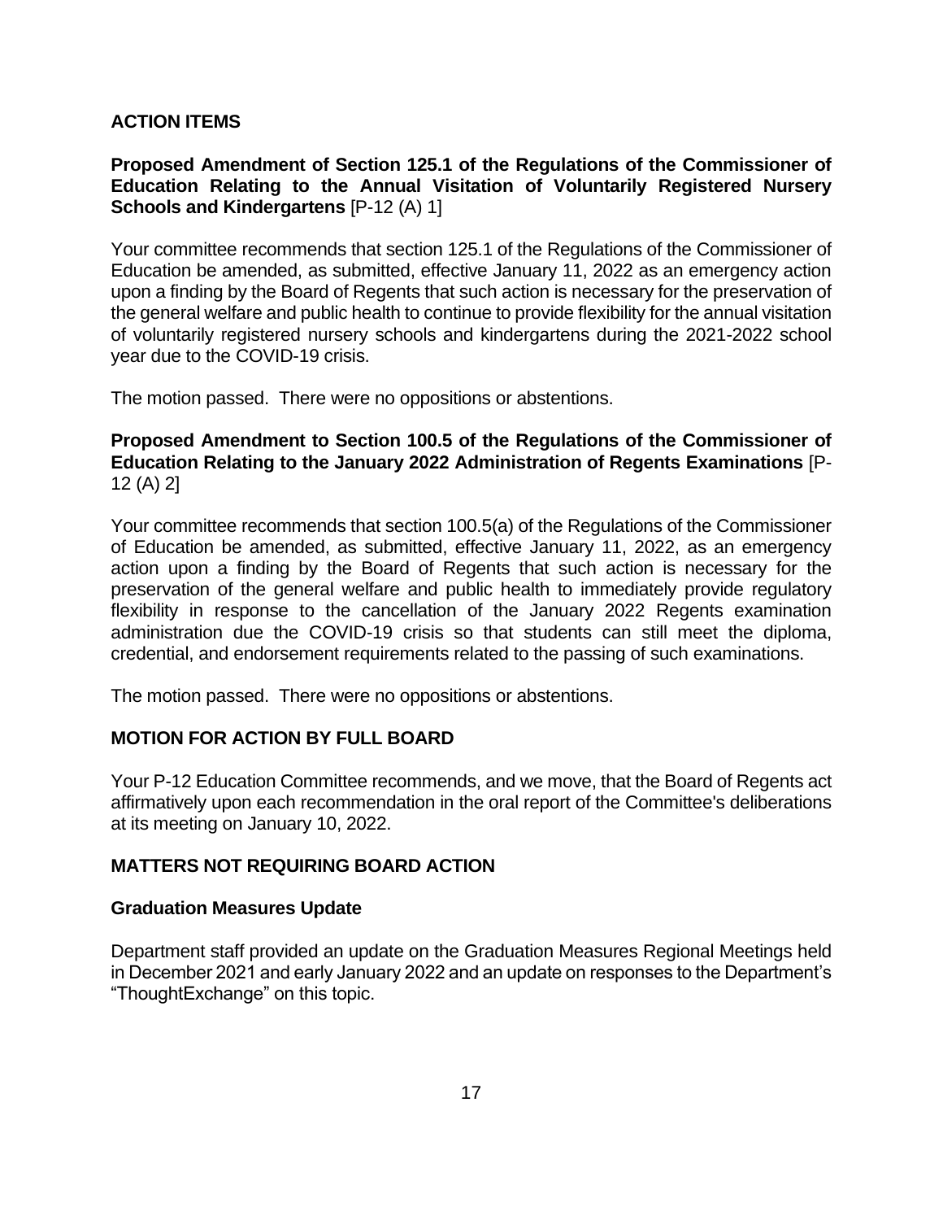## ACTION ITEMS

**Proposed Amendment of Section 125.1 of the Regulations of the Commissioner of Education Relating to the Annual Visitation of Voluntarily Registered Nursery Schools and Kindergartens** [P-12 (A) 1]

Your committee recommends that section 125.1 of the Regulations of the Commissioner of Education be amended, as submitted, effective January 11, 2022 as an emergency action upon a finding by the Board of Regents that such action is necessary for the preservation of the general welfare and public health to continue to provide flexibility for the annual visitation of voluntarily registered nursery schools and kindergartens during the 2021-2022 school year due to the COVID-19 crisis.

The motion passed. There were no oppositions or abstentions.

**Proposed Amendment to Section 100.5 of the Regulations of the Commissioner of Education Relating to the January 2022 Administration of Regents Examinations** [P-12 (A) 2]

Your committee recommends that section 100.5(a) of the Regulations of the Commissioner of Education be amended, as submitted, effective January 11, 2022, as an emergency action upon a finding by the Board of Regents that such action is necessary for the preservation of the general welfare and public health to immediately provide regulatory flexibility in response to the cancellation of the January 2022 Regents examination administration due the COVID-19 crisis so that students can still meet the diploma, credential, and endorsement requirements related to the passing of such examinations.

The motion passed. There were no oppositions or abstentions.

## MOTION FOR ACTION BY FULL BOARD

Your P-12 Education Committee recommends, and we move, that the Board of Regents act affirmatively upon each recommendation in the oral report of the Committee's deliberations at its meeting on January 10, 2022.

## MATTERS NOT REQUIRING BOARD ACTION

**Graduation Measures Update**

Department staff provided an update on the Graduation Measures Regional Meetings held in December 2021 and early January 2022 and an update on responses to the Department's "ThoughtExchange" on this topic.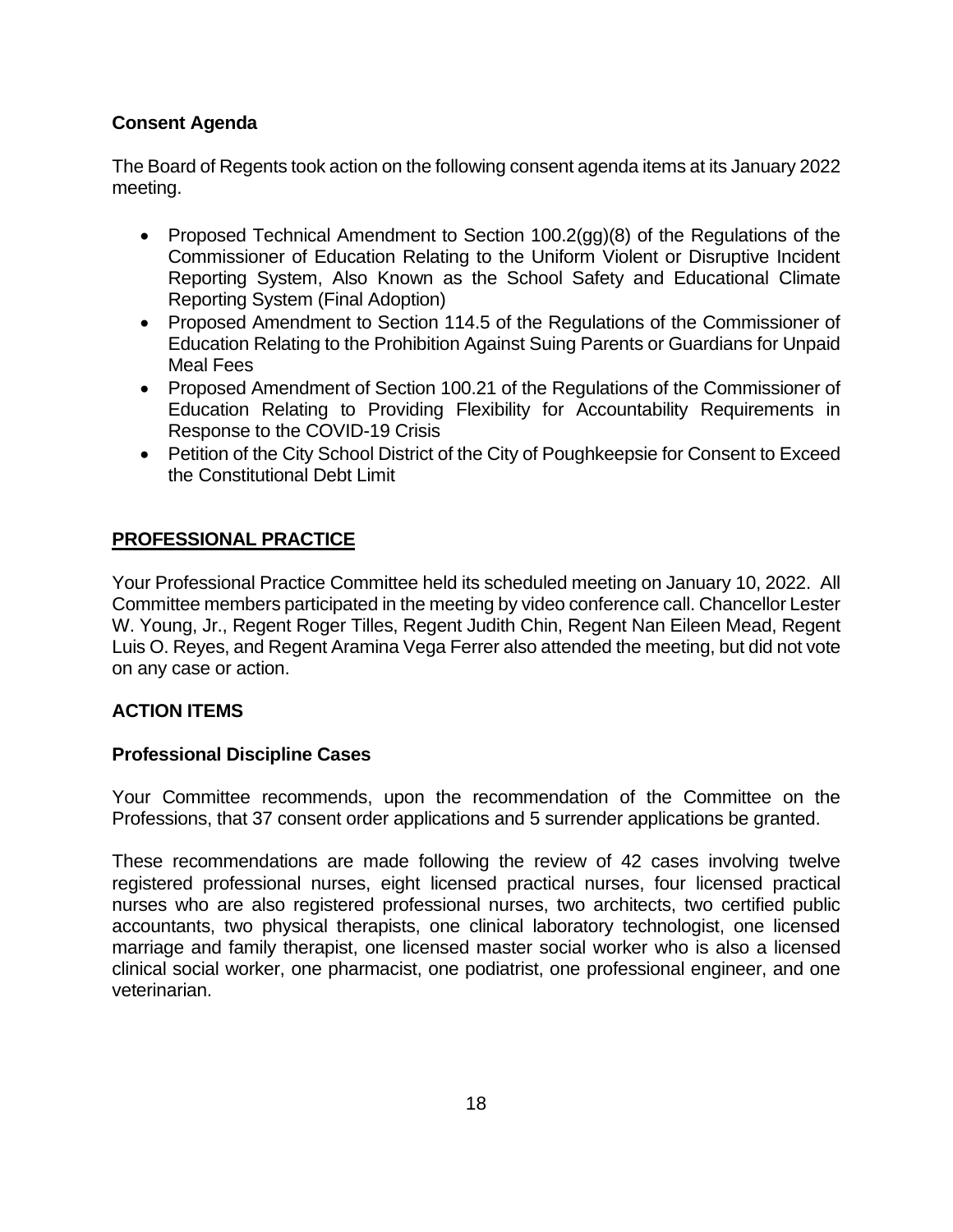**Consent Agenda**

The Board of Regents took action on the following consent agenda items at its January 2022 meeting.

- Proposed Technical Amendment to Section 100.2(gg)(8) of the Regulations of the Commissioner of Education Relating to the Uniform Violent or Disruptive Incident Reporting System, Also Known as the School Safety and Educational Climate Reporting System (Final Adoption)
- Proposed Amendment to Section 114.5 of the Regulations of the Commissioner of Education Relating to the Prohibition Against Suing Parents or Guardians for Unpaid Meal Fees
- Proposed Amendment of Section 100.21 of the Regulations of the Commissioner of Education Relating to Providing Flexibility for Accountability Requirements in Response to the COVID-19 Crisis
- Petition of the City School District of the City of Poughkeepsie for Consent to Exceed the Constitutional Debt Limit

## PROFESSIONAL PRACTICE

Your Professional Practice Committee held its scheduled meeting on January 10, 2022. All Committee members participated in the meeting by video conference call. Chancellor Lester W. Young, Jr., Regent Roger Tilles, Regent Judith Chin, Regent Nan Eileen Mead, Regent Luis O. Reyes, and Regent Aramina Vega Ferrer also attended the meeting, but did not vote on any case or action.

### ACTION ITEMS

**Professional Discipline Cases**

Your Committee recommends, upon the recommendation of the Committee on the Professions, that 37 consent order applications and 5 surrender applications be granted.

These recommendations are made following the review of 42 cases involving twelve registered professional nurses, eight licensed practical nurses, four licensed practical nurses who are also registered professional nurses, two architects, two certified public accountants, two physical therapists, one clinical laboratory technologist, one licensed marriage and family therapist, one licensed master social worker who is also a licensed clinical social worker, one pharmacist, one podiatrist, one professional engineer, and one veterinarian.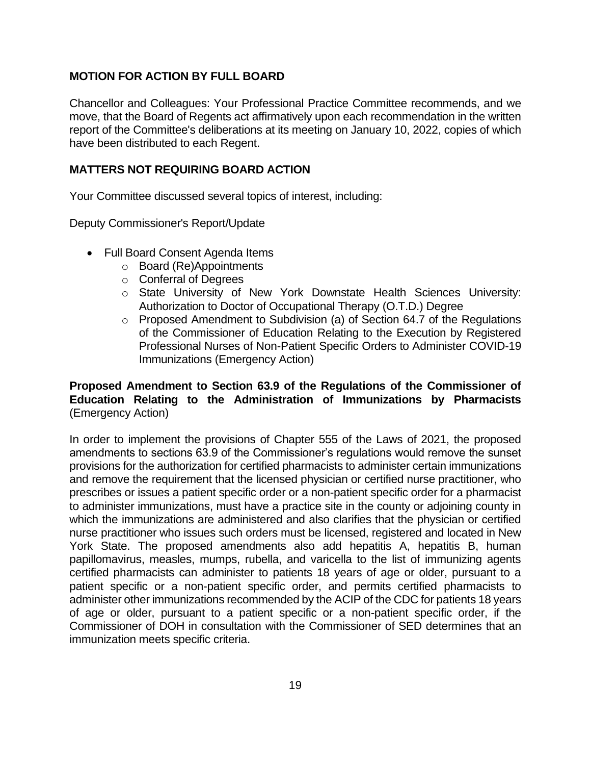## MOTION FOR ACTION BY FULL BOARD

Chancellor and Colleagues: Your Professional Practice Committee recommends, and we move, that the Board of Regents act affirmatively upon each recommendation in the written report of the Committee's deliberations at its meeting on January 10, 2022, copies of which have been distributed to each Regent.

## MATTERS NOT REQUIRING BOARD ACTION

Your Committee discussed several topics of interest, including:

Deputy Commissioner's Report/Update

- Full Board Consent Agenda Items
  - Board (Re)Appointments
  - Conferral of Degrees
  - State University of New York Downstate Health Sciences University: Authorization to Doctor of Occupational Therapy (O.T.D.) Degree
  - Proposed Amendment to Subdivision (a) of Section 64.7 of the Regulations of the Commissioner of Education Relating to the Execution by Registered Professional Nurses of Non-Patient Specific Orders to Administer COVID-19 Immunizations (Emergency Action)

**Proposed Amendment to Section 63.9 of the Regulations of the Commissioner of Education Relating to the Administration of Immunizations by Pharmacists** (Emergency Action)

In order to implement the provisions of Chapter 555 of the Laws of 2021, the proposed amendments to sections 63.9 of the Commissioner's regulations would remove the sunset provisions for the authorization for certified pharmacists to administer certain immunizations and remove the requirement that the licensed physician or certified nurse practitioner, who prescribes or issues a patient specific order or a non-patient specific order for a pharmacist to administer immunizations, must have a practice site in the county or adjoining county in which the immunizations are administered and also clarifies that the physician or certified nurse practitioner who issues such orders must be licensed, registered and located in New York State. The proposed amendments also add hepatitis A, hepatitis B, human papillomavirus, measles, mumps, rubella, and varicella to the list of immunizing agents certified pharmacists can administer to patients 18 years of age or older, pursuant to a patient specific or a non-patient specific order, and permits certified pharmacists to administer other immunizations recommended by the ACIP of the CDC for patients 18 years of age or older, pursuant to a patient specific or a non-patient specific order, if the Commissioner of DOH in consultation with the Commissioner of SED determines that an immunization meets specific criteria.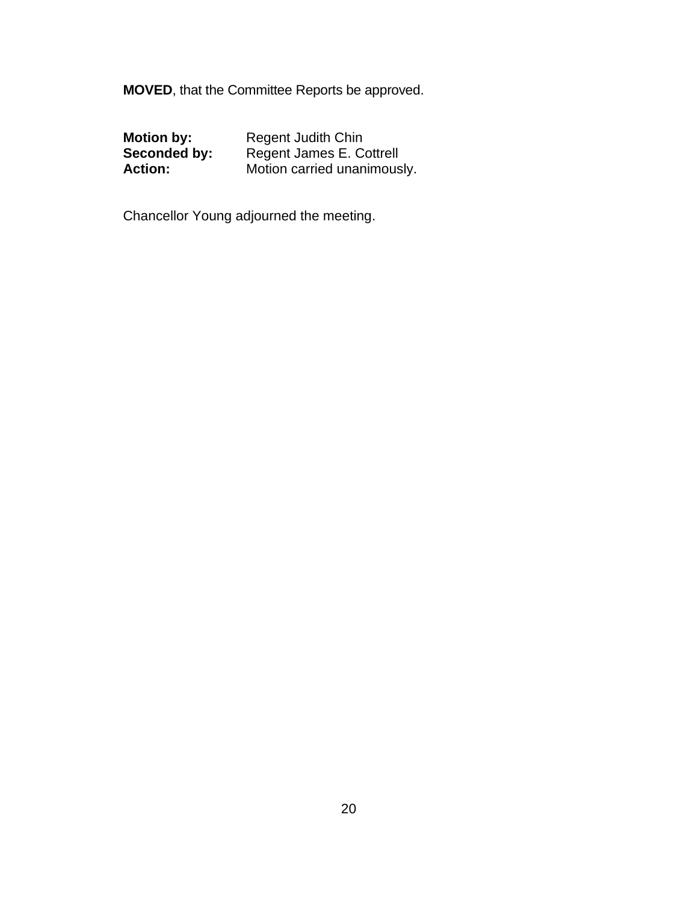**MOVED**, that the Committee Reports be approved.

**Motion by:** Regent Judith Chin
**Seconded by:** Regent James E. Cottrell
**Action:** Motion carried unanimously.

Chancellor Young adjourned the meeting.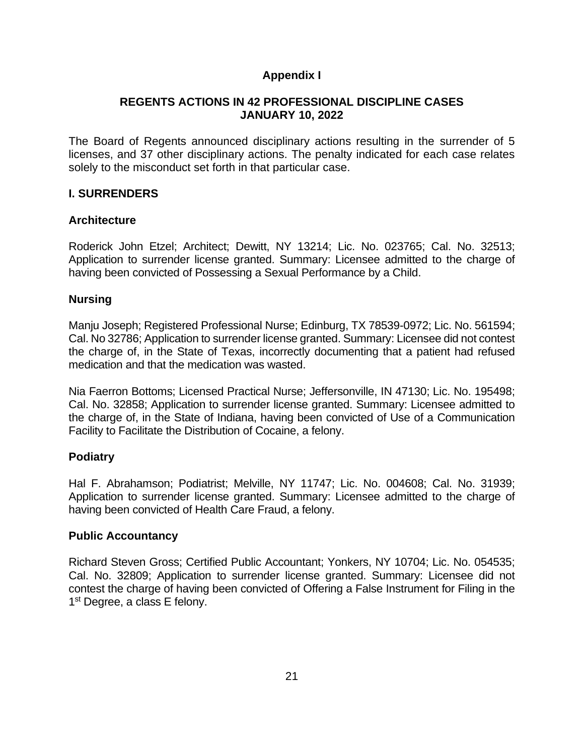# Appendix I

## REGENTS ACTIONS IN 42 PROFESSIONAL DISCIPLINE CASES
## JANUARY 10, 2022

The Board of Regents announced disciplinary actions resulting in the surrender of 5 licenses, and 37 other disciplinary actions. The penalty indicated for each case relates solely to the misconduct set forth in that particular case.

## I. SURRENDERS

### Architecture

Roderick John Etzel; Architect; Dewitt, NY 13214; Lic. No. 023765; Cal. No. 32513; Application to surrender license granted. Summary: Licensee admitted to the charge of having been convicted of Possessing a Sexual Performance by a Child.

### Nursing

Manju Joseph; Registered Professional Nurse; Edinburg, TX 78539-0972; Lic. No. 561594; Cal. No 32786; Application to surrender license granted. Summary: Licensee did not contest the charge of, in the State of Texas, incorrectly documenting that a patient had refused medication and that the medication was wasted.

Nia Faerron Bottoms; Licensed Practical Nurse; Jeffersonville, IN 47130; Lic. No. 195498; Cal. No. 32858; Application to surrender license granted. Summary: Licensee admitted to the charge of, in the State of Indiana, having been convicted of Use of a Communication Facility to Facilitate the Distribution of Cocaine, a felony.

### Podiatry

Hal F. Abrahamson; Podiatrist; Melville, NY 11747; Lic. No. 004608; Cal. No. 31939; Application to surrender license granted. Summary: Licensee admitted to the charge of having been convicted of Health Care Fraud, a felony.

### Public Accountancy

Richard Steven Gross; Certified Public Accountant; Yonkers, NY 10704; Lic. No. 054535; Cal. No. 32809; Application to surrender license granted. Summary: Licensee did not contest the charge of having been convicted of Offering a False Instrument for Filing in the 1st Degree, a class E felony.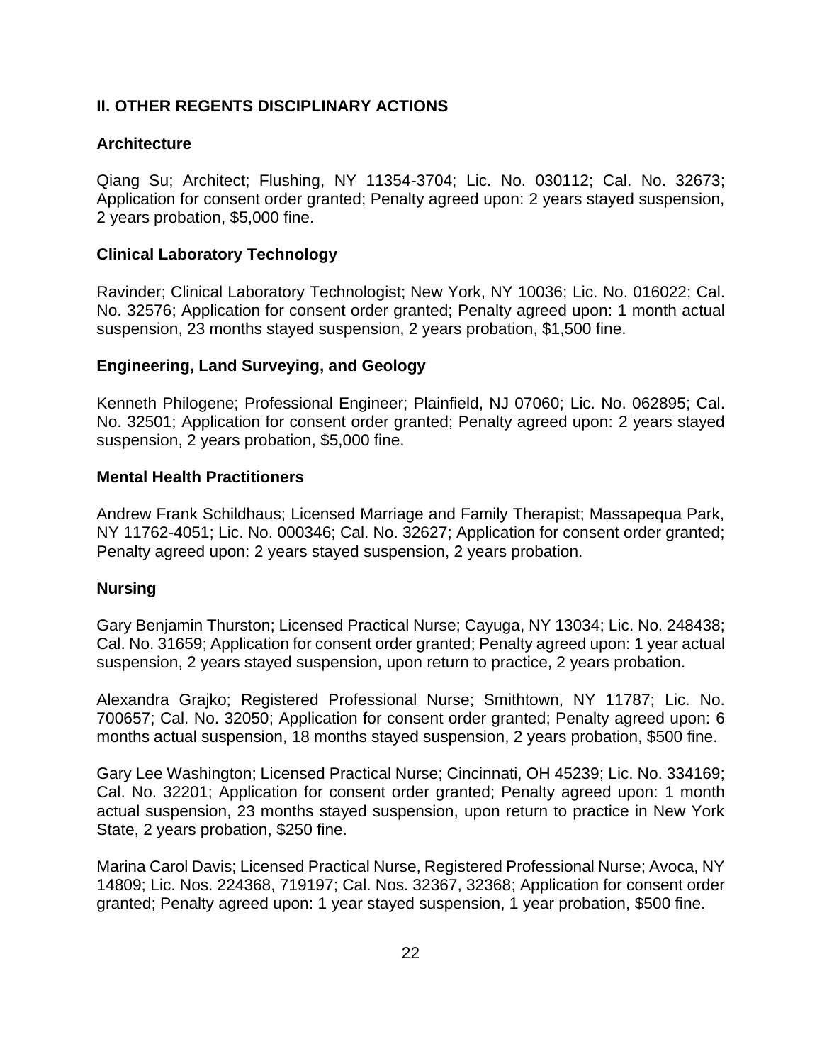## II. OTHER REGENTS DISCIPLINARY ACTIONS

### Architecture

Qiang Su; Architect; Flushing, NY 11354-3704; Lic. No. 030112; Cal. No. 32673; Application for consent order granted; Penalty agreed upon: 2 years stayed suspension, 2 years probation, $5,000 fine.

### Clinical Laboratory Technology

Ravinder; Clinical Laboratory Technologist; New York, NY 10036; Lic. No. 016022; Cal. No. 32576; Application for consent order granted; Penalty agreed upon: 1 month actual suspension, 23 months stayed suspension, 2 years probation, $1,500 fine.

### Engineering, Land Surveying, and Geology

Kenneth Philogene; Professional Engineer; Plainfield, NJ 07060; Lic. No. 062895; Cal. No. 32501; Application for consent order granted; Penalty agreed upon: 2 years stayed suspension, 2 years probation, $5,000 fine.

### Mental Health Practitioners

Andrew Frank Schildhaus; Licensed Marriage and Family Therapist; Massapequa Park, NY 11762-4051; Lic. No. 000346; Cal. No. 32627; Application for consent order granted; Penalty agreed upon: 2 years stayed suspension, 2 years probation.

### Nursing

Gary Benjamin Thurston; Licensed Practical Nurse; Cayuga, NY 13034; Lic. No. 248438; Cal. No. 31659; Application for consent order granted; Penalty agreed upon: 1 year actual suspension, 2 years stayed suspension, upon return to practice, 2 years probation.

Alexandra Grajko; Registered Professional Nurse; Smithtown, NY 11787; Lic. No. 700657; Cal. No. 32050; Application for consent order granted; Penalty agreed upon: 6 months actual suspension, 18 months stayed suspension, 2 years probation, $500 fine.

Gary Lee Washington; Licensed Practical Nurse; Cincinnati, OH 45239; Lic. No. 334169; Cal. No. 32201; Application for consent order granted; Penalty agreed upon: 1 month actual suspension, 23 months stayed suspension, upon return to practice in New York State, 2 years probation, $250 fine.

Marina Carol Davis; Licensed Practical Nurse, Registered Professional Nurse; Avoca, NY 14809; Lic. Nos. 224368, 719197; Cal. Nos. 32367, 32368; Application for consent order granted; Penalty agreed upon: 1 year stayed suspension, 1 year probation, $500 fine.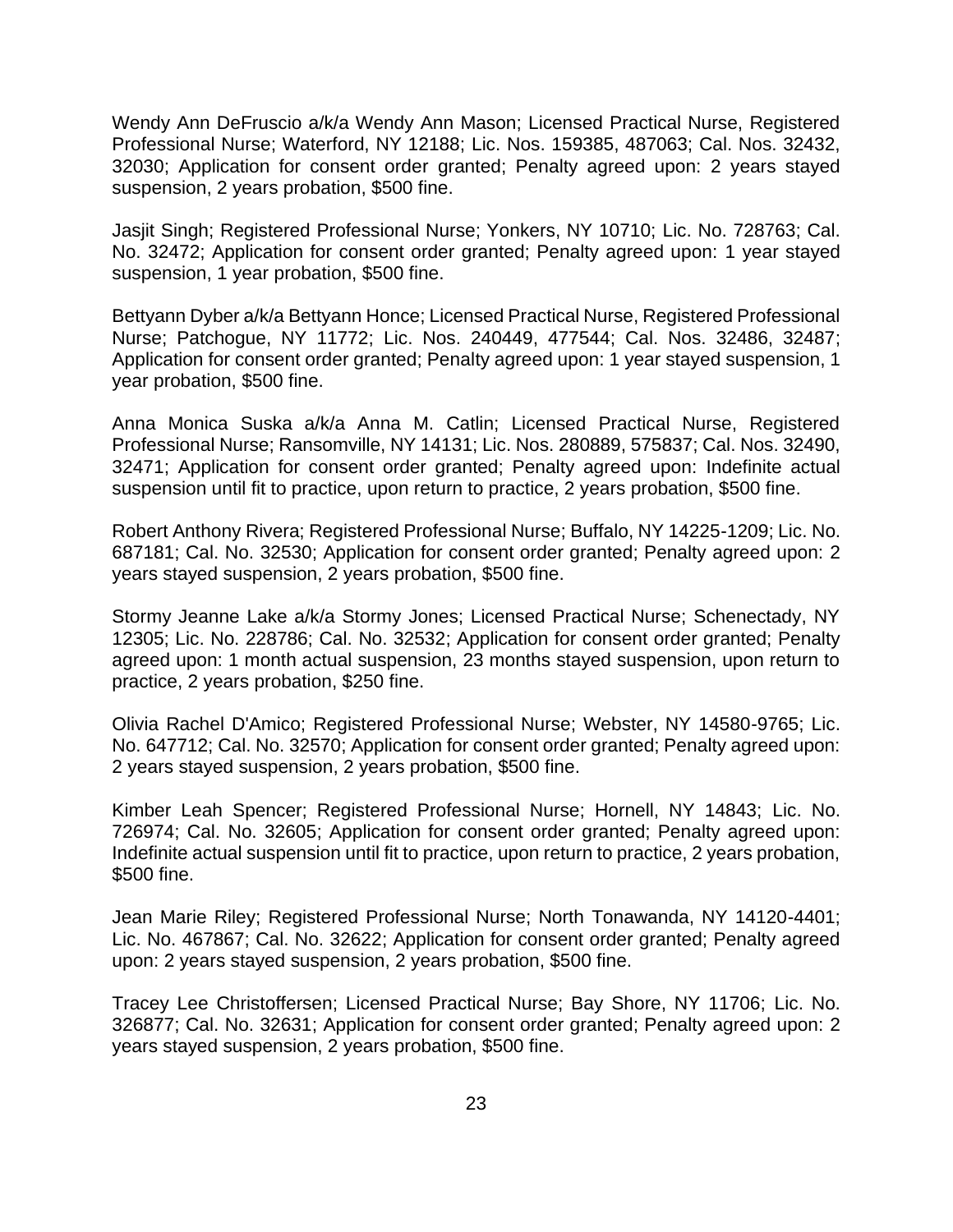Wendy Ann DeFruscio a/k/a Wendy Ann Mason; Licensed Practical Nurse, Registered Professional Nurse; Waterford, NY 12188; Lic. Nos. 159385, 487063; Cal. Nos. 32432, 32030; Application for consent order granted; Penalty agreed upon: 2 years stayed suspension, 2 years probation, $500 fine.

Jasjit Singh; Registered Professional Nurse; Yonkers, NY 10710; Lic. No. 728763; Cal. No. 32472; Application for consent order granted; Penalty agreed upon: 1 year stayed suspension, 1 year probation, $500 fine.

Bettyann Dyber a/k/a Bettyann Honce; Licensed Practical Nurse, Registered Professional Nurse; Patchogue, NY 11772; Lic. Nos. 240449, 477544; Cal. Nos. 32486, 32487; Application for consent order granted; Penalty agreed upon: 1 year stayed suspension, 1 year probation, $500 fine.

Anna Monica Suska a/k/a Anna M. Catlin; Licensed Practical Nurse, Registered Professional Nurse; Ransomville, NY 14131; Lic. Nos. 280889, 575837; Cal. Nos. 32490, 32471; Application for consent order granted; Penalty agreed upon: Indefinite actual suspension until fit to practice, upon return to practice, 2 years probation, $500 fine.

Robert Anthony Rivera; Registered Professional Nurse; Buffalo, NY 14225-1209; Lic. No. 687181; Cal. No. 32530; Application for consent order granted; Penalty agreed upon: 2 years stayed suspension, 2 years probation, $500 fine.

Stormy Jeanne Lake a/k/a Stormy Jones; Licensed Practical Nurse; Schenectady, NY 12305; Lic. No. 228786; Cal. No. 32532; Application for consent order granted; Penalty agreed upon: 1 month actual suspension, 23 months stayed suspension, upon return to practice, 2 years probation, $250 fine.

Olivia Rachel D'Amico; Registered Professional Nurse; Webster, NY 14580-9765; Lic. No. 647712; Cal. No. 32570; Application for consent order granted; Penalty agreed upon: 2 years stayed suspension, 2 years probation, $500 fine.

Kimber Leah Spencer; Registered Professional Nurse; Hornell, NY 14843; Lic. No. 726974; Cal. No. 32605; Application for consent order granted; Penalty agreed upon: Indefinite actual suspension until fit to practice, upon return to practice, 2 years probation, $500 fine.

Jean Marie Riley; Registered Professional Nurse; North Tonawanda, NY 14120-4401; Lic. No. 467867; Cal. No. 32622; Application for consent order granted; Penalty agreed upon: 2 years stayed suspension, 2 years probation, $500 fine.

Tracey Lee Christoffersen; Licensed Practical Nurse; Bay Shore, NY 11706; Lic. No. 326877; Cal. No. 32631; Application for consent order granted; Penalty agreed upon: 2 years stayed suspension, 2 years probation, $500 fine.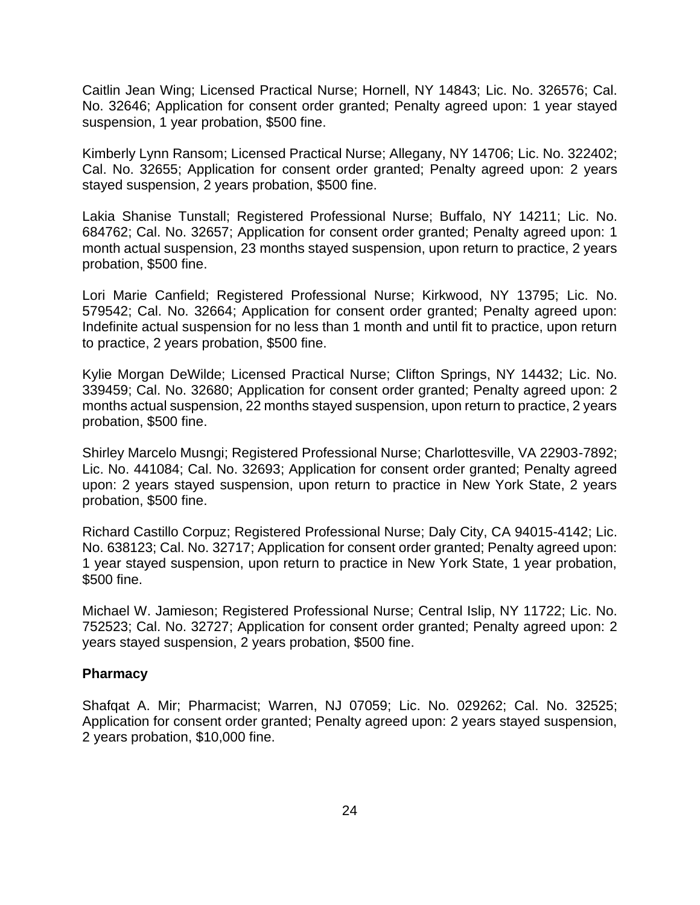Caitlin Jean Wing; Licensed Practical Nurse; Hornell, NY 14843; Lic. No. 326576; Cal. No. 32646; Application for consent order granted; Penalty agreed upon: 1 year stayed suspension, 1 year probation, $500 fine.

Kimberly Lynn Ransom; Licensed Practical Nurse; Allegany, NY 14706; Lic. No. 322402; Cal. No. 32655; Application for consent order granted; Penalty agreed upon: 2 years stayed suspension, 2 years probation, $500 fine.

Lakia Shanise Tunstall; Registered Professional Nurse; Buffalo, NY 14211; Lic. No. 684762; Cal. No. 32657; Application for consent order granted; Penalty agreed upon: 1 month actual suspension, 23 months stayed suspension, upon return to practice, 2 years probation, $500 fine.

Lori Marie Canfield; Registered Professional Nurse; Kirkwood, NY 13795; Lic. No. 579542; Cal. No. 32664; Application for consent order granted; Penalty agreed upon: Indefinite actual suspension for no less than 1 month and until fit to practice, upon return to practice, 2 years probation, $500 fine.

Kylie Morgan DeWilde; Licensed Practical Nurse; Clifton Springs, NY 14432; Lic. No. 339459; Cal. No. 32680; Application for consent order granted; Penalty agreed upon: 2 months actual suspension, 22 months stayed suspension, upon return to practice, 2 years probation, $500 fine.

Shirley Marcelo Musngi; Registered Professional Nurse; Charlottesville, VA 22903-7892; Lic. No. 441084; Cal. No. 32693; Application for consent order granted; Penalty agreed upon: 2 years stayed suspension, upon return to practice in New York State, 2 years probation, $500 fine.

Richard Castillo Corpuz; Registered Professional Nurse; Daly City, CA 94015-4142; Lic. No. 638123; Cal. No. 32717; Application for consent order granted; Penalty agreed upon: 1 year stayed suspension, upon return to practice in New York State, 1 year probation, $500 fine.

Michael W. Jamieson; Registered Professional Nurse; Central Islip, NY 11722; Lic. No. 752523; Cal. No. 32727; Application for consent order granted; Penalty agreed upon: 2 years stayed suspension, 2 years probation, $500 fine.

**Pharmacy**

Shafqat A. Mir; Pharmacist; Warren, NJ 07059; Lic. No. 029262; Cal. No. 32525; Application for consent order granted; Penalty agreed upon: 2 years stayed suspension, 2 years probation, $10,000 fine.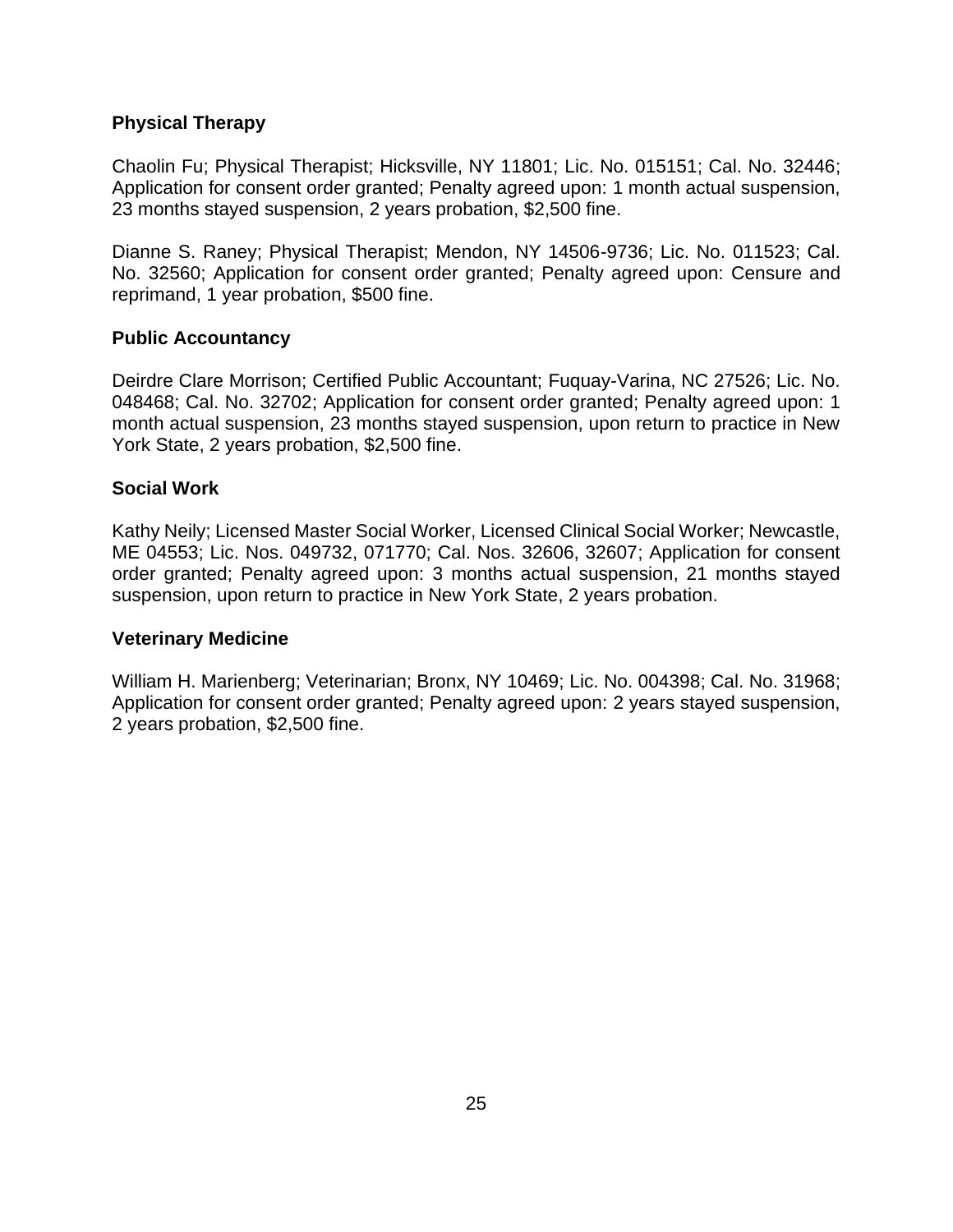**Physical Therapy**

Chaolin Fu; Physical Therapist; Hicksville, NY 11801; Lic. No. 015151; Cal. No. 32446; Application for consent order granted; Penalty agreed upon: 1 month actual suspension, 23 months stayed suspension, 2 years probation, $2,500 fine.

Dianne S. Raney; Physical Therapist; Mendon, NY 14506-9736; Lic. No. 011523; Cal. No. 32560; Application for consent order granted; Penalty agreed upon: Censure and reprimand, 1 year probation, $500 fine.

**Public Accountancy**

Deirdre Clare Morrison; Certified Public Accountant; Fuquay-Varina, NC 27526; Lic. No. 048468; Cal. No. 32702; Application for consent order granted; Penalty agreed upon: 1 month actual suspension, 23 months stayed suspension, upon return to practice in New York State, 2 years probation, $2,500 fine.

**Social Work**

Kathy Neily; Licensed Master Social Worker, Licensed Clinical Social Worker; Newcastle, ME 04553; Lic. Nos. 049732, 071770; Cal. Nos. 32606, 32607; Application for consent order granted; Penalty agreed upon: 3 months actual suspension, 21 months stayed suspension, upon return to practice in New York State, 2 years probation.

**Veterinary Medicine**

William H. Marienberg; Veterinarian; Bronx, NY 10469; Lic. No. 004398; Cal. No. 31968; Application for consent order granted; Penalty agreed upon: 2 years stayed suspension, 2 years probation, $2,500 fine.